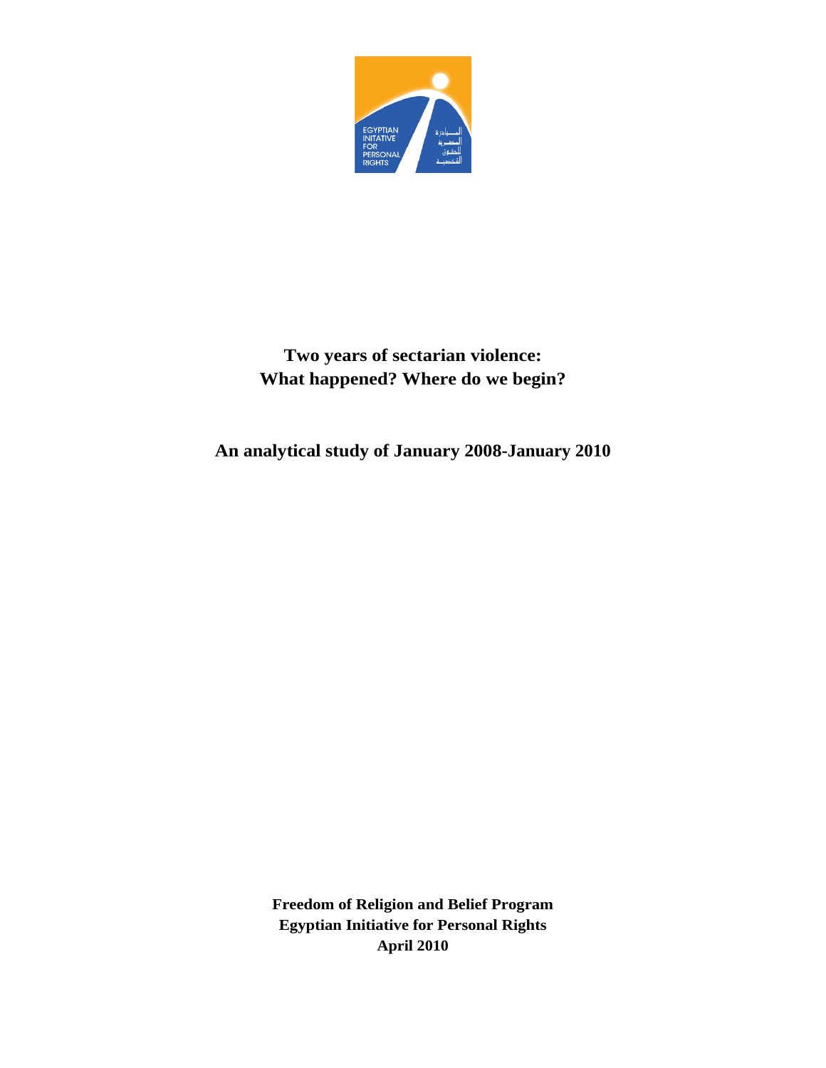# Two years of sectarian violence: What happened? Where do we begin?

## An analytical study of January 2008-January 2010

**Freedom of Religion and Belief Program**
**Egyptian Initiative for Personal Rights**
**April 2010**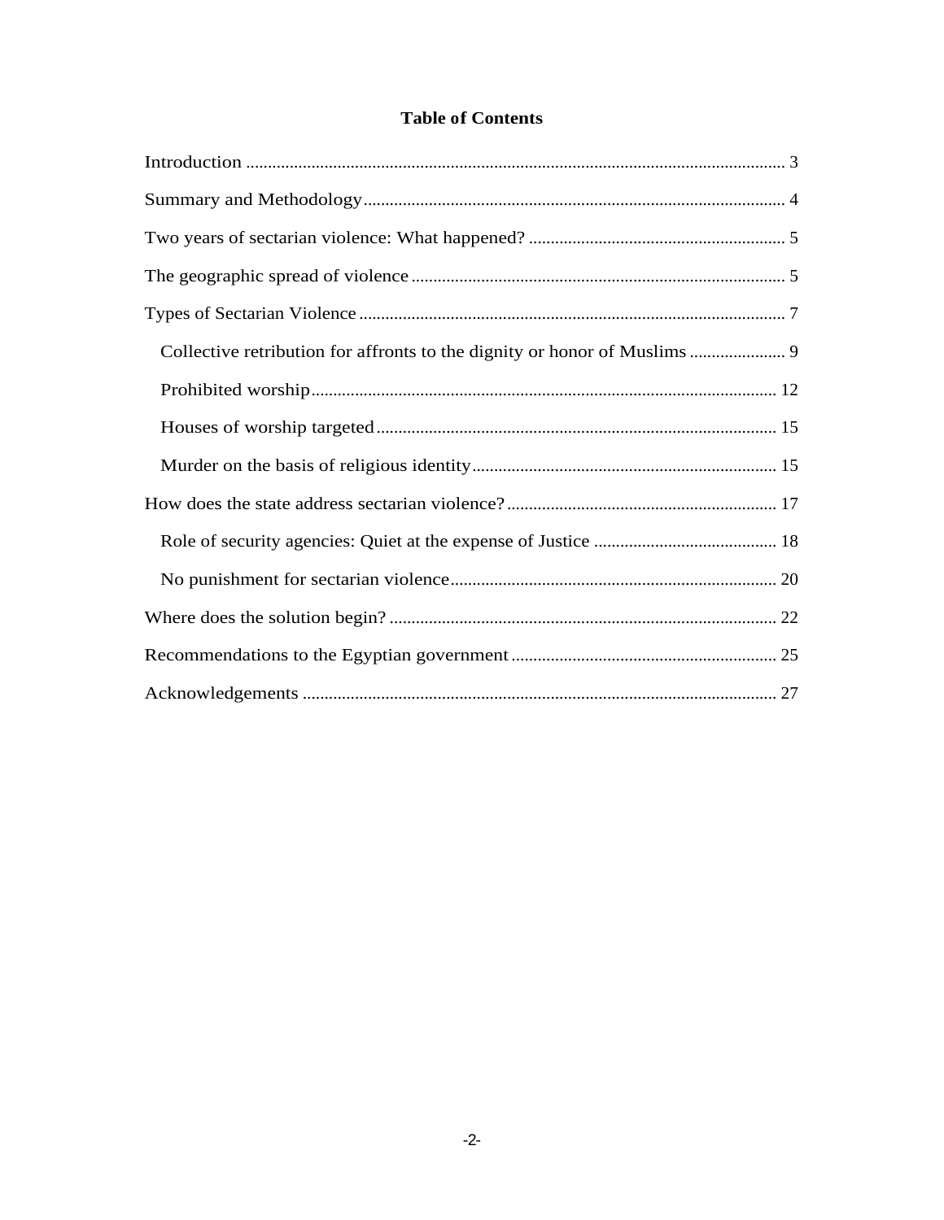# Table of Contents

- Introduction ..... 3
- Summary and Methodology ..... 4
- Two years of sectarian violence: What happened? ..... 5
- The geographic spread of violence ..... 5
- Types of Sectarian Violence ..... 7
  - Collective retribution for affronts to the dignity or honor of Muslims ..... 9
  - Prohibited worship ..... 12
  - Houses of worship targeted ..... 15
  - Murder on the basis of religious identity ..... 15
- How does the state address sectarian violence? ..... 17
  - Role of security agencies: Quiet at the expense of Justice ..... 18
  - No punishment for sectarian violence ..... 20
- Where does the solution begin? ..... 22
- Recommendations to the Egyptian government ..... 25
- Acknowledgements ..... 27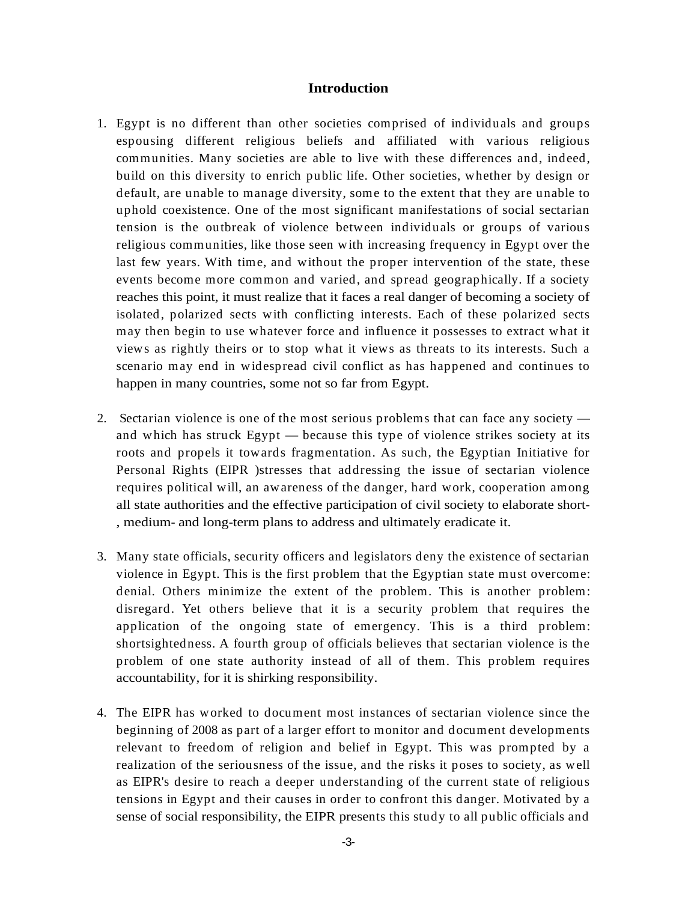## Introduction

1. Egypt is no different than other societies comprised of individuals and groups espousing different religious beliefs and affiliated with various religious communities. Many societies are able to live with these differences and, indeed, build on this diversity to enrich public life. Other societies, whether by design or default, are unable to manage diversity, some to the extent that they are unable to uphold coexistence. One of the most significant manifestations of social sectarian tension is the outbreak of violence between individuals or groups of various religious communities, like those seen with increasing frequency in Egypt over the last few years. With time, and without the proper intervention of the state, these events become more common and varied, and spread geographically. If a society reaches this point, it must realize that it faces a real danger of becoming a society of isolated, polarized sects with conflicting interests. Each of these polarized sects may then begin to use whatever force and influence it possesses to extract what it views as rightly theirs or to stop what it views as threats to its interests. Such a scenario may end in widespread civil conflict as has happened and continues to happen in many countries, some not so far from Egypt.

2. Sectarian violence is one of the most serious problems that can face any society — and which has struck Egypt — because this type of violence strikes society at its roots and propels it towards fragmentation. As such, the Egyptian Initiative for Personal Rights (EIPR )stresses that addressing the issue of sectarian violence requires political will, an awareness of the danger, hard work, cooperation among all state authorities and the effective participation of civil society to elaborate short-, medium- and long-term plans to address and ultimately eradicate it.

3. Many state officials, security officers and legislators deny the existence of sectarian violence in Egypt. This is the first problem that the Egyptian state must overcome: denial. Others minimize the extent of the problem. This is another problem: disregard. Yet others believe that it is a security problem that requires the application of the ongoing state of emergency. This is a third problem: shortsightedness. A fourth group of officials believes that sectarian violence is the problem of one state authority instead of all of them. This problem requires accountability, for it is shirking responsibility.

4. The EIPR has worked to document most instances of sectarian violence since the beginning of 2008 as part of a larger effort to monitor and document developments relevant to freedom of religion and belief in Egypt. This was prompted by a realization of the seriousness of the issue, and the risks it poses to society, as well as EIPR's desire to reach a deeper understanding of the current state of religious tensions in Egypt and their causes in order to confront this danger. Motivated by a sense of social responsibility, the EIPR presents this study to all public officials and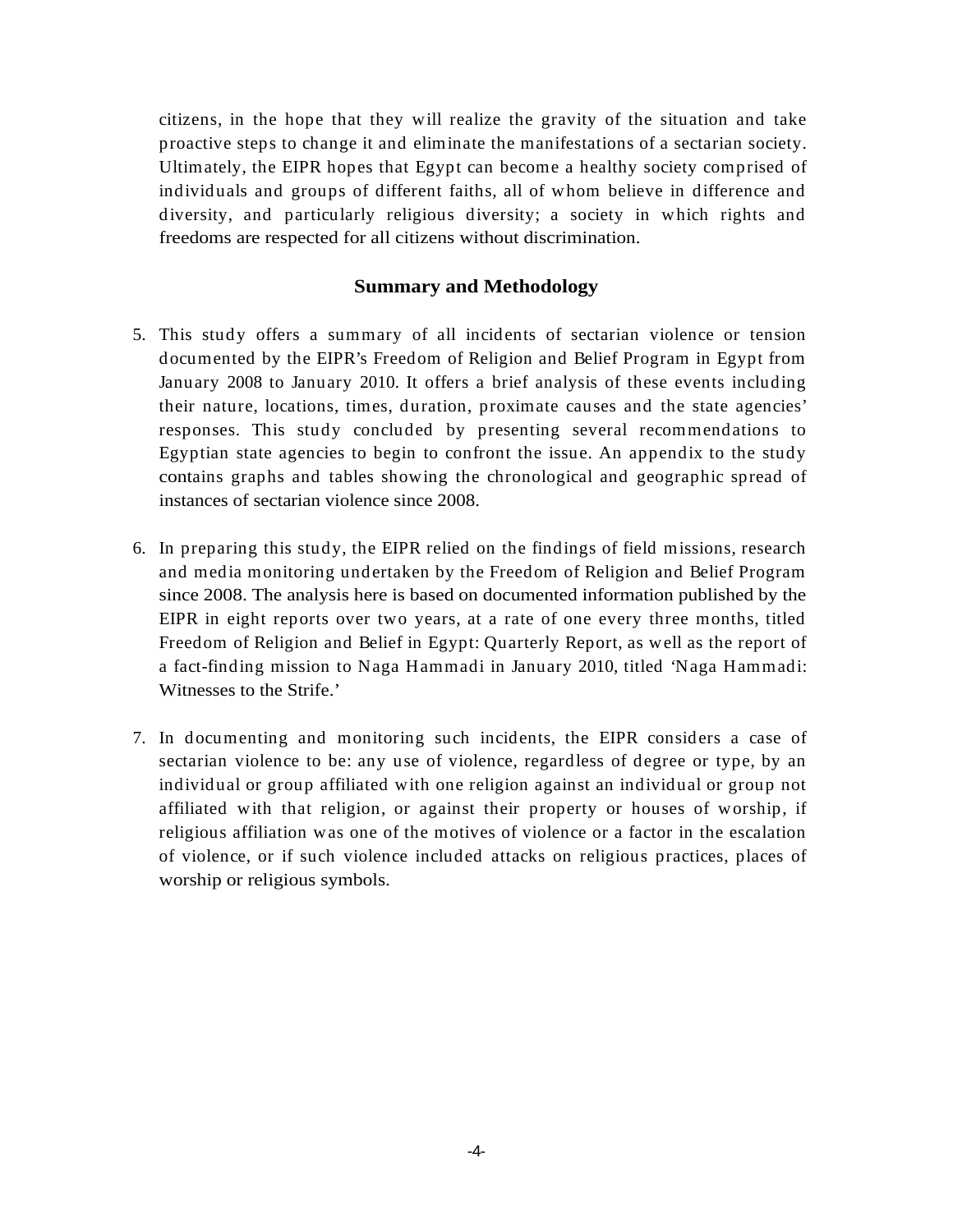citizens, in the hope that they will realize the gravity of the situation and take proactive steps to change it and eliminate the manifestations of a sectarian society. Ultimately, the EIPR hopes that Egypt can become a healthy society comprised of individuals and groups of different faiths, all of whom believe in difference and diversity, and particularly religious diversity; a society in which rights and freedoms are respected for all citizens without discrimination.

## Summary and Methodology

5. This study offers a summary of all incidents of sectarian violence or tension documented by the EIPR's Freedom of Religion and Belief Program in Egypt from January 2008 to January 2010. It offers a brief analysis of these events including their nature, locations, times, duration, proximate causes and the state agencies' responses. This study concluded by presenting several recommendations to Egyptian state agencies to begin to confront the issue. An appendix to the study contains graphs and tables showing the chronological and geographic spread of instances of sectarian violence since 2008.

6. In preparing this study, the EIPR relied on the findings of field missions, research and media monitoring undertaken by the Freedom of Religion and Belief Program since 2008. The analysis here is based on documented information published by the EIPR in eight reports over two years, at a rate of one every three months, titled Freedom of Religion and Belief in Egypt: Quarterly Report, as well as the report of a fact-finding mission to Naga Hammadi in January 2010, titled 'Naga Hammadi: Witnesses to the Strife.'

7. In documenting and monitoring such incidents, the EIPR considers a case of sectarian violence to be: any use of violence, regardless of degree or type, by an individual or group affiliated with one religion against an individual or group not affiliated with that religion, or against their property or houses of worship, if religious affiliation was one of the motives of violence or a factor in the escalation of violence, or if such violence included attacks on religious practices, places of worship or religious symbols.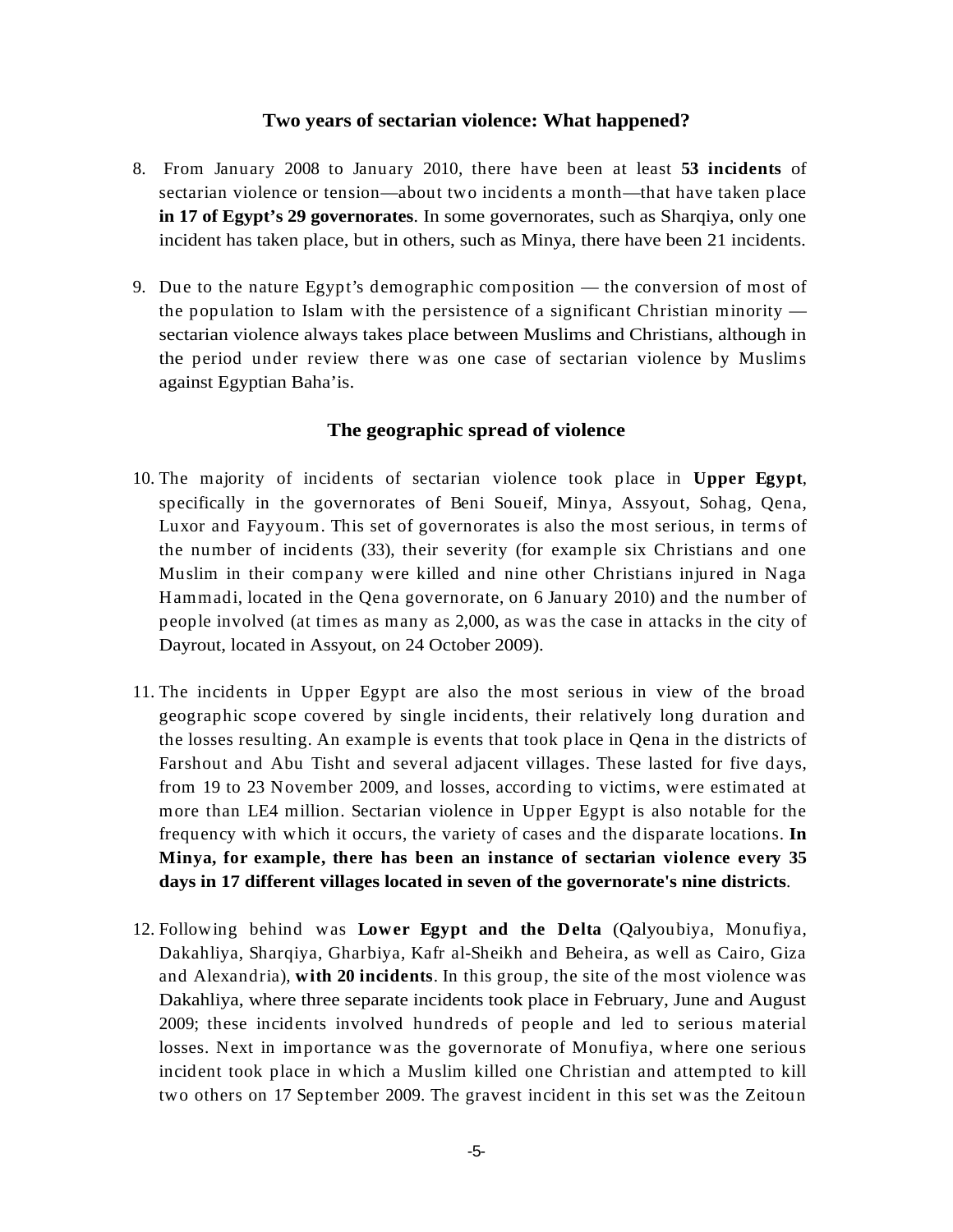## Two years of sectarian violence: What happened?

8. From January 2008 to January 2010, there have been at least **53 incidents** of sectarian violence or tension—about two incidents a month—that have taken place **in 17 of Egypt's 29 governorates**. In some governorates, such as Sharqiya, only one incident has taken place, but in others, such as Minya, there have been 21 incidents.

9. Due to the nature Egypt's demographic composition — the conversion of most of the population to Islam with the persistence of a significant Christian minority — sectarian violence always takes place between Muslims and Christians, although in the period under review there was one case of sectarian violence by Muslims against Egyptian Baha'is.

## The geographic spread of violence

10. The majority of incidents of sectarian violence took place in **Upper Egypt**, specifically in the governorates of Beni Soueif, Minya, Assyout, Sohag, Qena, Luxor and Fayyoum. This set of governorates is also the most serious, in terms of the number of incidents (33), their severity (for example six Christians and one Muslim in their company were killed and nine other Christians injured in Naga Hammadi, located in the Qena governorate, on 6 January 2010) and the number of people involved (at times as many as 2,000, as was the case in attacks in the city of Dayrout, located in Assyout, on 24 October 2009).

11. The incidents in Upper Egypt are also the most serious in view of the broad geographic scope covered by single incidents, their relatively long duration and the losses resulting. An example is events that took place in Qena in the districts of Farshout and Abu Tisht and several adjacent villages. These lasted for five days, from 19 to 23 November 2009, and losses, according to victims, were estimated at more than LE4 million. Sectarian violence in Upper Egypt is also notable for the frequency with which it occurs, the variety of cases and the disparate locations. **In Minya, for example, there has been an instance of sectarian violence every 35 days in 17 different villages located in seven of the governorate's nine districts**.

12. Following behind was **Lower Egypt and the Delta** (Qalyoubiya, Monufiya, Dakahliya, Sharqiya, Gharbiya, Kafr al-Sheikh and Beheira, as well as Cairo, Giza and Alexandria), **with 20 incidents**. In this group, the site of the most violence was Dakahliya, where three separate incidents took place in February, June and August 2009; these incidents involved hundreds of people and led to serious material losses. Next in importance was the governorate of Monufiya, where one serious incident took place in which a Muslim killed one Christian and attempted to kill two others on 17 September 2009. The gravest incident in this set was the Zeitoun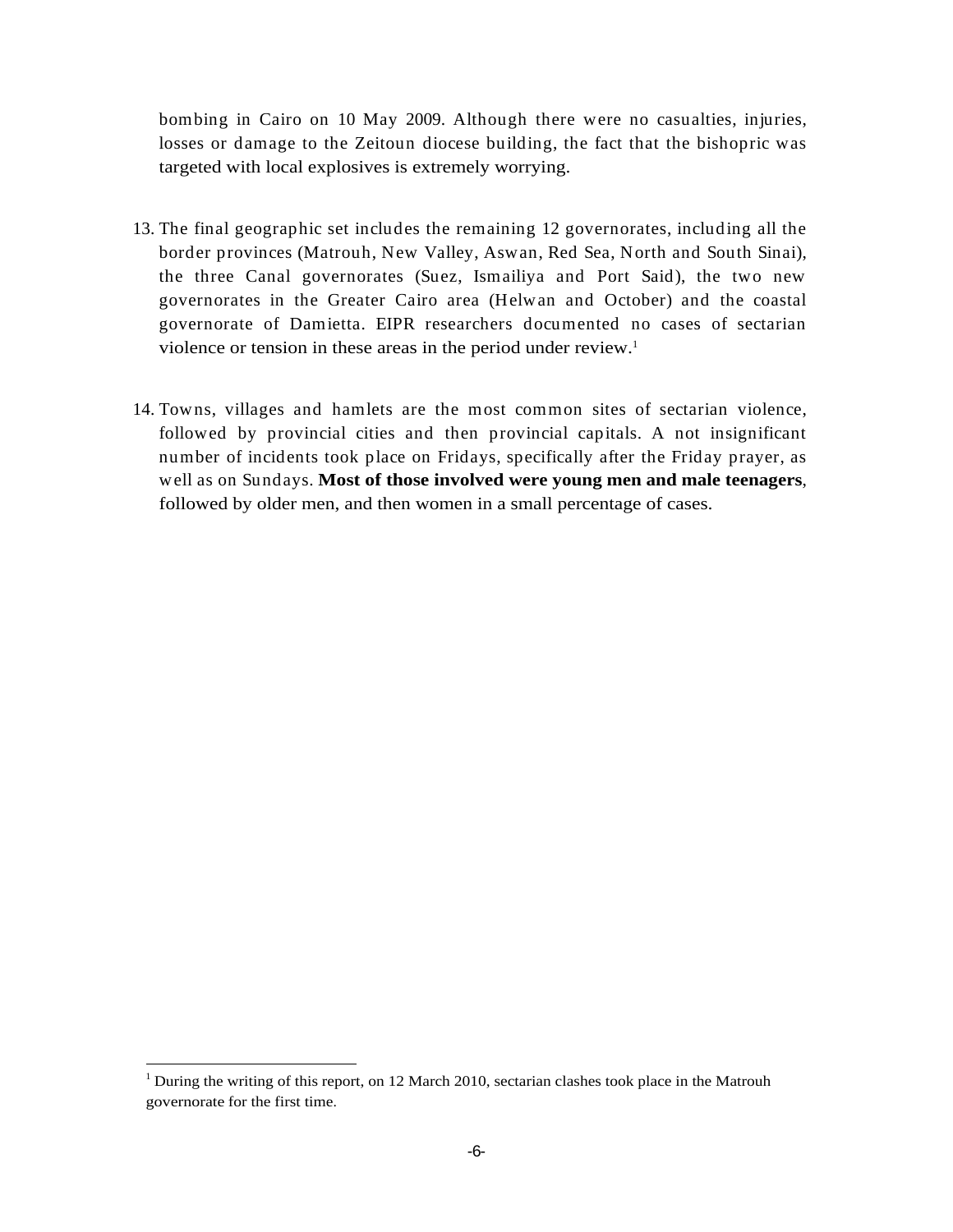bombing in Cairo on 10 May 2009. Although there were no casualties, injuries, losses or damage to the Zeitoun diocese building, the fact that the bishopric was targeted with local explosives is extremely worrying.

13. The final geographic set includes the remaining 12 governorates, including all the border provinces (Matrouh, New Valley, Aswan, Red Sea, North and South Sinai), the three Canal governorates (Suez, Ismailiya and Port Said), the two new governorates in the Greater Cairo area (Helwan and October) and the coastal governorate of Damietta. EIPR researchers documented no cases of sectarian violence or tension in these areas in the period under review.[1]

14. Towns, villages and hamlets are the most common sites of sectarian violence, followed by provincial cities and then provincial capitals. A not insignificant number of incidents took place on Fridays, specifically after the Friday prayer, as well as on Sundays. **Most of those involved were young men and male teenagers**, followed by older men, and then women in a small percentage of cases.

---

[1] During the writing of this report, on 12 March 2010, sectarian clashes took place in the Matrouh governorate for the first time.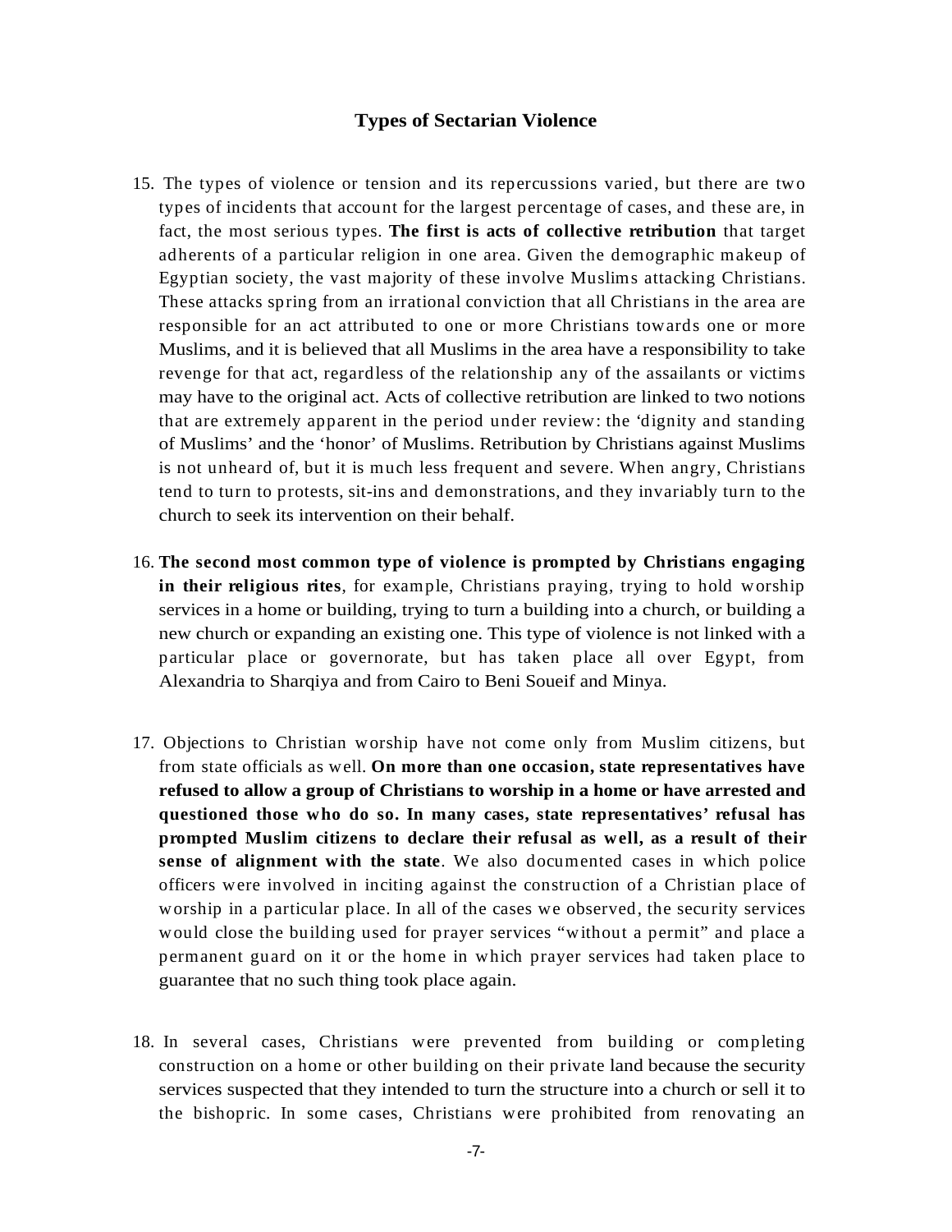## Types of Sectarian Violence

15. The types of violence or tension and its repercussions varied, but there are two types of incidents that account for the largest percentage of cases, and these are, in fact, the most serious types. **The first is acts of collective retribution** that target adherents of a particular religion in one area. Given the demographic makeup of Egyptian society, the vast majority of these involve Muslims attacking Christians. These attacks spring from an irrational conviction that all Christians in the area are responsible for an act attributed to one or more Christians towards one or more Muslims, and it is believed that all Muslims in the area have a responsibility to take revenge for that act, regardless of the relationship any of the assailants or victims may have to the original act. Acts of collective retribution are linked to two notions that are extremely apparent in the period under review: the 'dignity and standing of Muslims' and the 'honor' of Muslims. Retribution by Christians against Muslims is not unheard of, but it is much less frequent and severe. When angry, Christians tend to turn to protests, sit-ins and demonstrations, and they invariably turn to the church to seek its intervention on their behalf.

16. **The second most common type of violence is prompted by Christians engaging in their religious rites**, for example, Christians praying, trying to hold worship services in a home or building, trying to turn a building into a church, or building a new church or expanding an existing one. This type of violence is not linked with a particular place or governorate, but has taken place all over Egypt, from Alexandria to Sharqiya and from Cairo to Beni Soueif and Minya.

17. Objections to Christian worship have not come only from Muslim citizens, but from state officials as well. **On more than one occasion, state representatives have refused to allow a group of Christians to worship in a home or have arrested and questioned those who do so. In many cases, state representatives' refusal has prompted Muslim citizens to declare their refusal as well, as a result of their sense of alignment with the state**. We also documented cases in which police officers were involved in inciting against the construction of a Christian place of worship in a particular place. In all of the cases we observed, the security services would close the building used for prayer services "without a permit" and place a permanent guard on it or the home in which prayer services had taken place to guarantee that no such thing took place again.

18. In several cases, Christians were prevented from building or completing construction on a home or other building on their private land because the security services suspected that they intended to turn the structure into a church or sell it to the bishopric. In some cases, Christians were prohibited from renovating an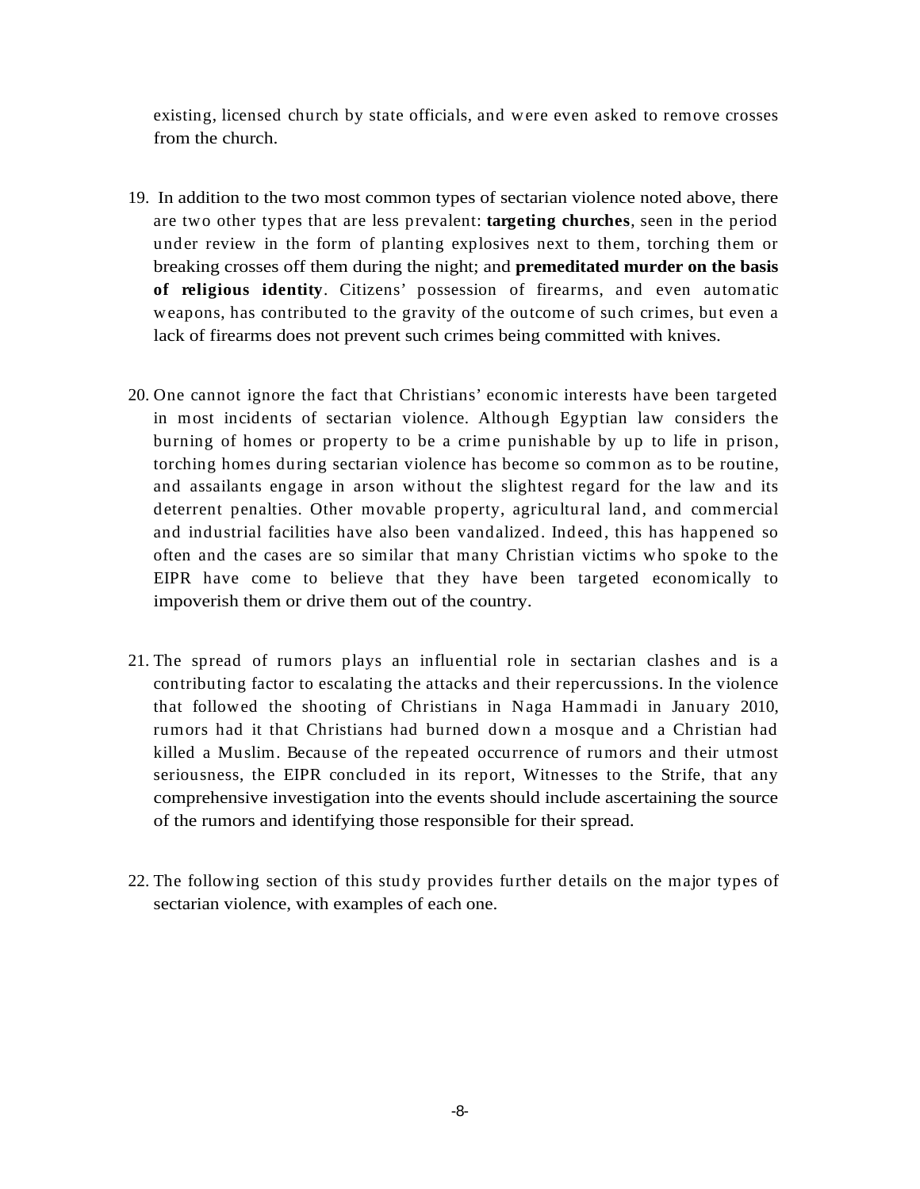existing, licensed church by state officials, and were even asked to remove crosses from the church.

19. In addition to the two most common types of sectarian violence noted above, there are two other types that are less prevalent: **targeting churches**, seen in the period under review in the form of planting explosives next to them, torching them or breaking crosses off them during the night; and **premeditated murder on the basis of religious identity**. Citizens' possession of firearms, and even automatic weapons, has contributed to the gravity of the outcome of such crimes, but even a lack of firearms does not prevent such crimes being committed with knives.

20. One cannot ignore the fact that Christians' economic interests have been targeted in most incidents of sectarian violence. Although Egyptian law considers the burning of homes or property to be a crime punishable by up to life in prison, torching homes during sectarian violence has become so common as to be routine, and assailants engage in arson without the slightest regard for the law and its deterrent penalties. Other movable property, agricultural land, and commercial and industrial facilities have also been vandalized. Indeed, this has happened so often and the cases are so similar that many Christian victims who spoke to the EIPR have come to believe that they have been targeted economically to impoverish them or drive them out of the country.

21. The spread of rumors plays an influential role in sectarian clashes and is a contributing factor to escalating the attacks and their repercussions. In the violence that followed the shooting of Christians in Naga Hammadi in January 2010, rumors had it that Christians had burned down a mosque and a Christian had killed a Muslim. Because of the repeated occurrence of rumors and their utmost seriousness, the EIPR concluded in its report, Witnesses to the Strife, that any comprehensive investigation into the events should include ascertaining the source of the rumors and identifying those responsible for their spread.

22. The following section of this study provides further details on the major types of sectarian violence, with examples of each one.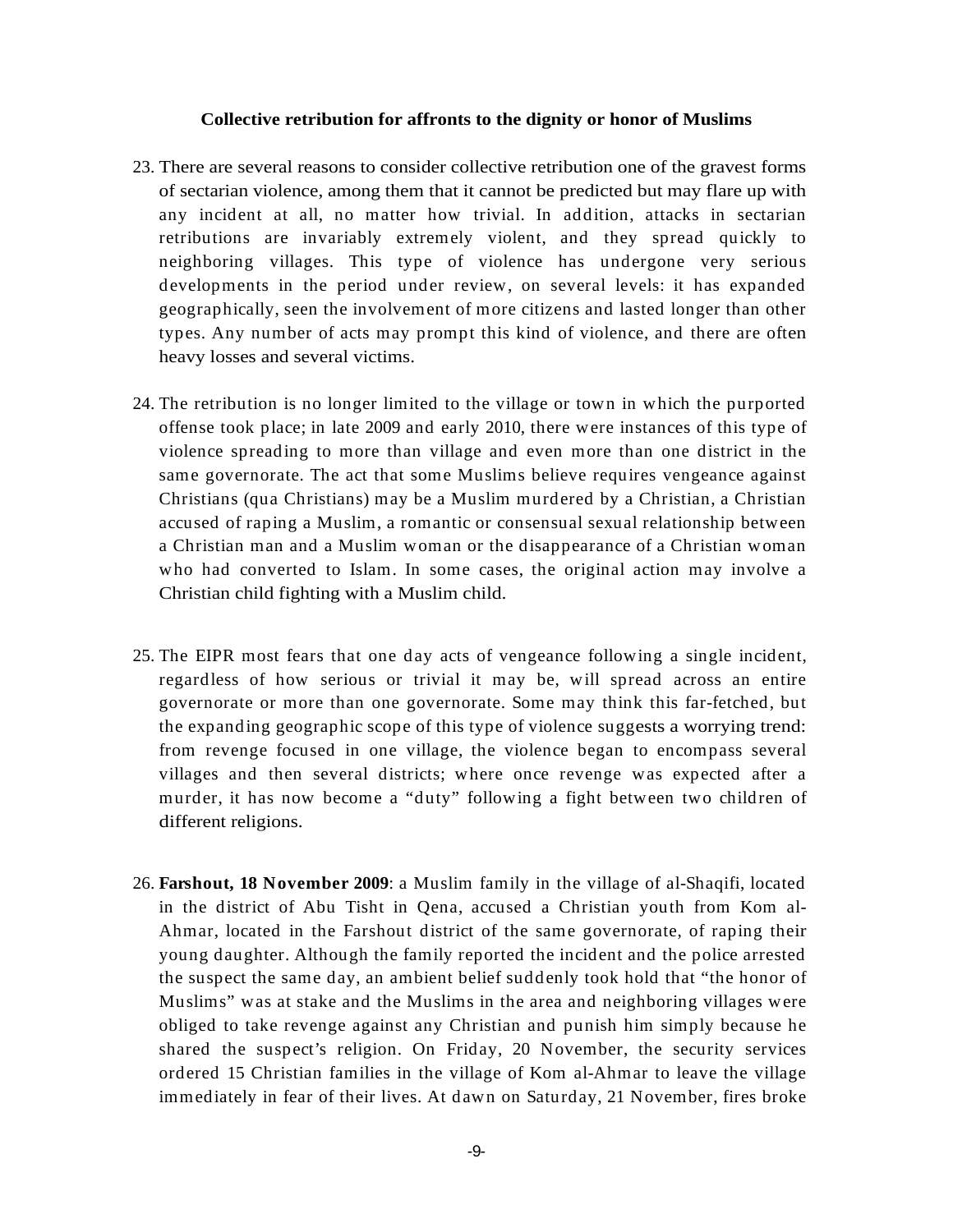**Collective retribution for affronts to the dignity or honor of Muslims**

23. There are several reasons to consider collective retribution one of the gravest forms of sectarian violence, among them that it cannot be predicted but may flare up with any incident at all, no matter how trivial. In addition, attacks in sectarian retributions are invariably extremely violent, and they spread quickly to neighboring villages. This type of violence has undergone very serious developments in the period under review, on several levels: it has expanded geographically, seen the involvement of more citizens and lasted longer than other types. Any number of acts may prompt this kind of violence, and there are often heavy losses and several victims.

24. The retribution is no longer limited to the village or town in which the purported offense took place; in late 2009 and early 2010, there were instances of this type of violence spreading to more than village and even more than one district in the same governorate. The act that some Muslims believe requires vengeance against Christians (qua Christians) may be a Muslim murdered by a Christian, a Christian accused of raping a Muslim, a romantic or consensual sexual relationship between a Christian man and a Muslim woman or the disappearance of a Christian woman who had converted to Islam. In some cases, the original action may involve a Christian child fighting with a Muslim child.

25. The EIPR most fears that one day acts of vengeance following a single incident, regardless of how serious or trivial it may be, will spread across an entire governorate or more than one governorate. Some may think this far-fetched, but the expanding geographic scope of this type of violence suggests a worrying trend: from revenge focused in one village, the violence began to encompass several villages and then several districts; where once revenge was expected after a murder, it has now become a "duty" following a fight between two children of different religions.

26. **Farshout, 18 November 2009**: a Muslim family in the village of al-Shaqifi, located in the district of Abu Tisht in Qena, accused a Christian youth from Kom al-Ahmar, located in the Farshout district of the same governorate, of raping their young daughter. Although the family reported the incident and the police arrested the suspect the same day, an ambient belief suddenly took hold that "the honor of Muslims" was at stake and the Muslims in the area and neighboring villages were obliged to take revenge against any Christian and punish him simply because he shared the suspect's religion. On Friday, 20 November, the security services ordered 15 Christian families in the village of Kom al-Ahmar to leave the village immediately in fear of their lives. At dawn on Saturday, 21 November, fires broke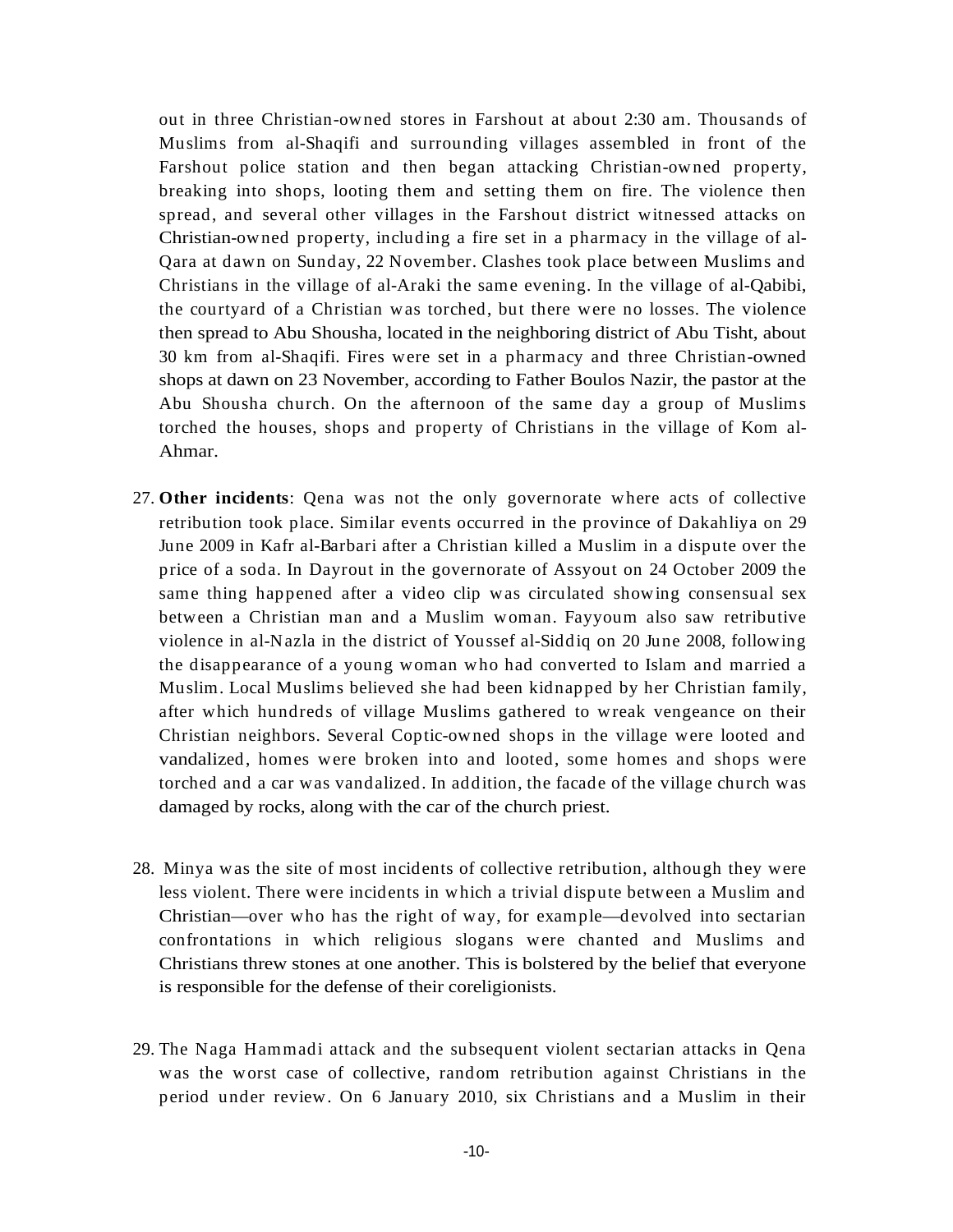out in three Christian-owned stores in Farshout at about 2:30 am. Thousands of Muslims from al-Shaqifi and surrounding villages assembled in front of the Farshout police station and then began attacking Christian-owned property, breaking into shops, looting them and setting them on fire. The violence then spread, and several other villages in the Farshout district witnessed attacks on Christian-owned property, including a fire set in a pharmacy in the village of al-Qara at dawn on Sunday, 22 November. Clashes took place between Muslims and Christians in the village of al-Araki the same evening. In the village of al-Qabibi, the courtyard of a Christian was torched, but there were no losses. The violence then spread to Abu Shousha, located in the neighboring district of Abu Tisht, about 30 km from al-Shaqifi. Fires were set in a pharmacy and three Christian-owned shops at dawn on 23 November, according to Father Boulos Nazir, the pastor at the Abu Shousha church. On the afternoon of the same day a group of Muslims torched the houses, shops and property of Christians in the village of Kom al-Ahmar.

27. **Other incidents**: Qena was not the only governorate where acts of collective retribution took place. Similar events occurred in the province of Dakahliya on 29 June 2009 in Kafr al-Barbari after a Christian killed a Muslim in a dispute over the price of a soda. In Dayrout in the governorate of Assyout on 24 October 2009 the same thing happened after a video clip was circulated showing consensual sex between a Christian man and a Muslim woman. Fayyoum also saw retributive violence in al-Nazla in the district of Youssef al-Siddiq on 20 June 2008, following the disappearance of a young woman who had converted to Islam and married a Muslim. Local Muslims believed she had been kidnapped by her Christian family, after which hundreds of village Muslims gathered to wreak vengeance on their Christian neighbors. Several Coptic-owned shops in the village were looted and vandalized, homes were broken into and looted, some homes and shops were torched and a car was vandalized. In addition, the facade of the village church was damaged by rocks, along with the car of the church priest.

28. Minya was the site of most incidents of collective retribution, although they were less violent. There were incidents in which a trivial dispute between a Muslim and Christian—over who has the right of way, for example—devolved into sectarian confrontations in which religious slogans were chanted and Muslims and Christians threw stones at one another. This is bolstered by the belief that everyone is responsible for the defense of their coreligionists.

29. The Naga Hammadi attack and the subsequent violent sectarian attacks in Qena was the worst case of collective, random retribution against Christians in the period under review. On 6 January 2010, six Christians and a Muslim in their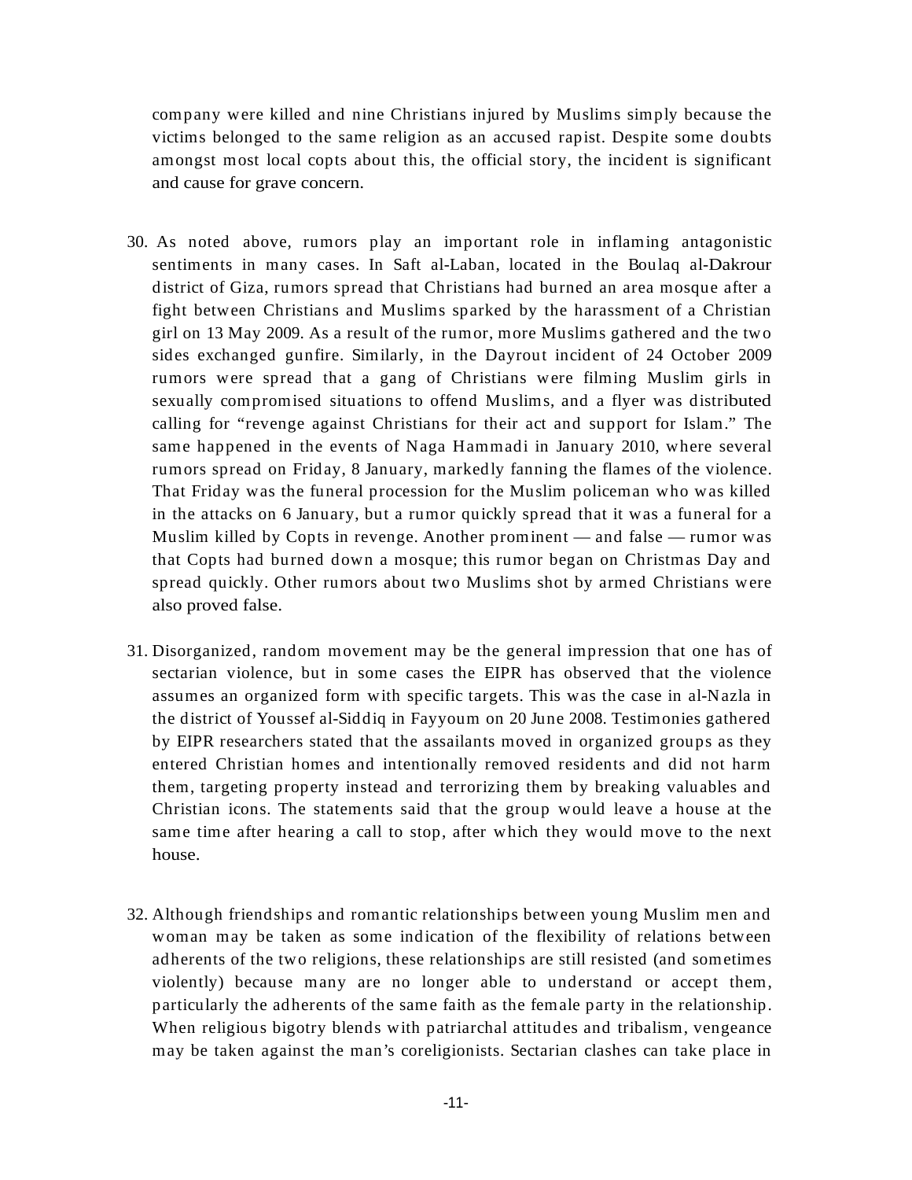company were killed and nine Christians injured by Muslims simply because the victims belonged to the same religion as an accused rapist. Despite some doubts amongst most local copts about this, the official story, the incident is significant and cause for grave concern.

30. As noted above, rumors play an important role in inflaming antagonistic sentiments in many cases. In Saft al-Laban, located in the Boulaq al-Dakrour district of Giza, rumors spread that Christians had burned an area mosque after a fight between Christians and Muslims sparked by the harassment of a Christian girl on 13 May 2009. As a result of the rumor, more Muslims gathered and the two sides exchanged gunfire. Similarly, in the Dayrout incident of 24 October 2009 rumors were spread that a gang of Christians were filming Muslim girls in sexually compromised situations to offend Muslims, and a flyer was distributed calling for "revenge against Christians for their act and support for Islam." The same happened in the events of Naga Hammadi in January 2010, where several rumors spread on Friday, 8 January, markedly fanning the flames of the violence. That Friday was the funeral procession for the Muslim policeman who was killed in the attacks on 6 January, but a rumor quickly spread that it was a funeral for a Muslim killed by Copts in revenge. Another prominent — and false — rumor was that Copts had burned down a mosque; this rumor began on Christmas Day and spread quickly. Other rumors about two Muslims shot by armed Christians were also proved false.

31. Disorganized, random movement may be the general impression that one has of sectarian violence, but in some cases the EIPR has observed that the violence assumes an organized form with specific targets. This was the case in al-Nazla in the district of Youssef al-Siddiq in Fayyoum on 20 June 2008. Testimonies gathered by EIPR researchers stated that the assailants moved in organized groups as they entered Christian homes and intentionally removed residents and did not harm them, targeting property instead and terrorizing them by breaking valuables and Christian icons. The statements said that the group would leave a house at the same time after hearing a call to stop, after which they would move to the next house.

32. Although friendships and romantic relationships between young Muslim men and woman may be taken as some indication of the flexibility of relations between adherents of the two religions, these relationships are still resisted (and sometimes violently) because many are no longer able to understand or accept them, particularly the adherents of the same faith as the female party in the relationship. When religious bigotry blends with patriarchal attitudes and tribalism, vengeance may be taken against the man's coreligionists. Sectarian clashes can take place in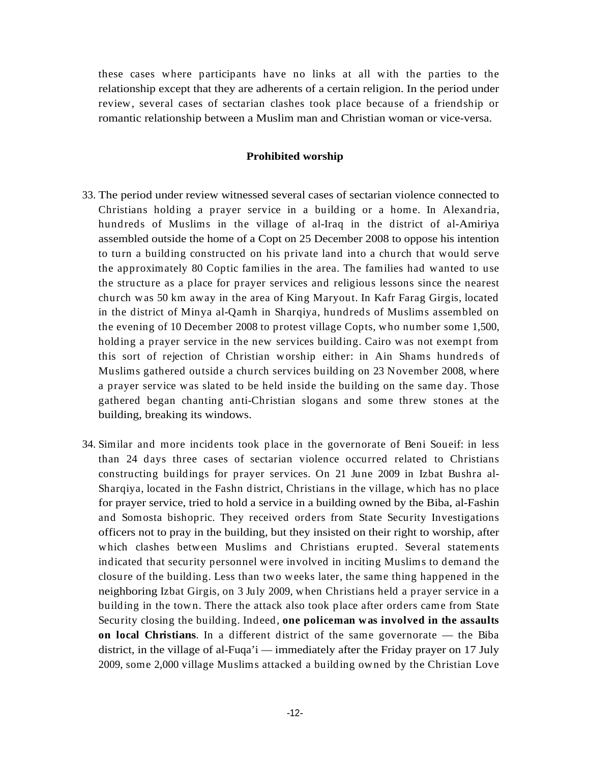these cases where participants have no links at all with the parties to the relationship except that they are adherents of a certain religion. In the period under review, several cases of sectarian clashes took place because of a friendship or romantic relationship between a Muslim man and Christian woman or vice-versa.

### Prohibited worship

33. The period under review witnessed several cases of sectarian violence connected to Christians holding a prayer service in a building or a home. In Alexandria, hundreds of Muslims in the village of al-Iraq in the district of al-Amiriya assembled outside the home of a Copt on 25 December 2008 to oppose his intention to turn a building constructed on his private land into a church that would serve the approximately 80 Coptic families in the area. The families had wanted to use the structure as a place for prayer services and religious lessons since the nearest church was 50 km away in the area of King Maryout. In Kafr Farag Girgis, located in the district of Minya al-Qamh in Sharqiya, hundreds of Muslims assembled on the evening of 10 December 2008 to protest village Copts, who number some 1,500, holding a prayer service in the new services building. Cairo was not exempt from this sort of rejection of Christian worship either: in Ain Shams hundreds of Muslims gathered outside a church services building on 23 November 2008, where a prayer service was slated to be held inside the building on the same day. Those gathered began chanting anti-Christian slogans and some threw stones at the building, breaking its windows.

34. Similar and more incidents took place in the governorate of Beni Soueif: in less than 24 days three cases of sectarian violence occurred related to Christians constructing buildings for prayer services. On 21 June 2009 in Izbat Bushra al-Sharqiya, located in the Fashn district, Christians in the village, which has no place for prayer service, tried to hold a service in a building owned by the Biba, al-Fashin and Somosta bishopric. They received orders from State Security Investigations officers not to pray in the building, but they insisted on their right to worship, after which clashes between Muslims and Christians erupted. Several statements indicated that security personnel were involved in inciting Muslims to demand the closure of the building. Less than two weeks later, the same thing happened in the neighboring Izbat Girgis, on 3 July 2009, when Christians held a prayer service in a building in the town. There the attack also took place after orders came from State Security closing the building. Indeed, **one policeman was involved in the assaults on local Christians**. In a different district of the same governorate — the Biba district, in the village of al-Fuqa'i — immediately after the Friday prayer on 17 July 2009, some 2,000 village Muslims attacked a building owned by the Christian Love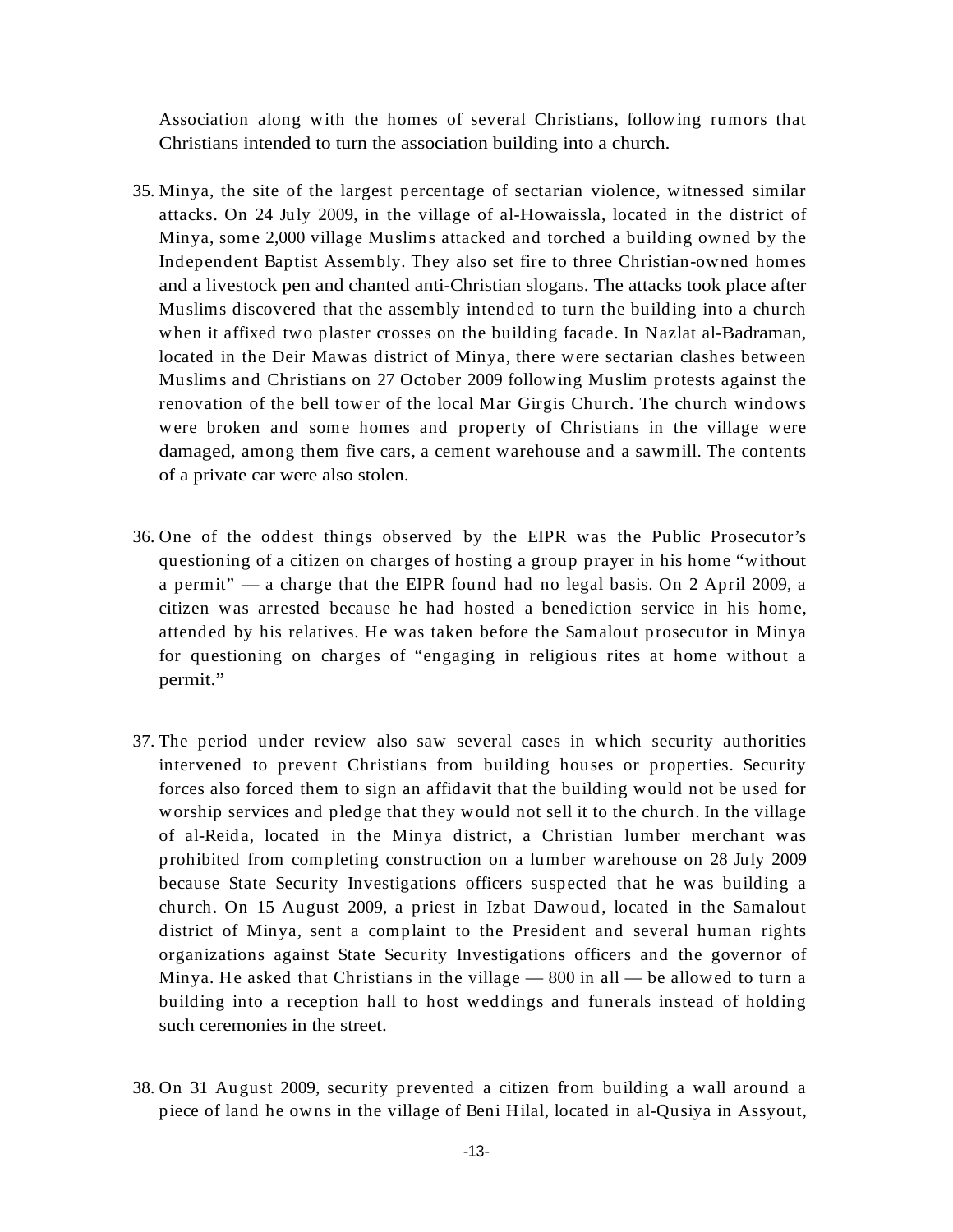Association along with the homes of several Christians, following rumors that Christians intended to turn the association building into a church.

35. Minya, the site of the largest percentage of sectarian violence, witnessed similar attacks. On 24 July 2009, in the village of al-Howaissla, located in the district of Minya, some 2,000 village Muslims attacked and torched a building owned by the Independent Baptist Assembly. They also set fire to three Christian-owned homes and a livestock pen and chanted anti-Christian slogans. The attacks took place after Muslims discovered that the assembly intended to turn the building into a church when it affixed two plaster crosses on the building facade. In Nazlat al-Badraman, located in the Deir Mawas district of Minya, there were sectarian clashes between Muslims and Christians on 27 October 2009 following Muslim protests against the renovation of the bell tower of the local Mar Girgis Church. The church windows were broken and some homes and property of Christians in the village were damaged, among them five cars, a cement warehouse and a sawmill. The contents of a private car were also stolen.

36. One of the oddest things observed by the EIPR was the Public Prosecutor's questioning of a citizen on charges of hosting a group prayer in his home "without a permit" — a charge that the EIPR found had no legal basis. On 2 April 2009, a citizen was arrested because he had hosted a benediction service in his home, attended by his relatives. He was taken before the Samalout prosecutor in Minya for questioning on charges of "engaging in religious rites at home without a permit."

37. The period under review also saw several cases in which security authorities intervened to prevent Christians from building houses or properties. Security forces also forced them to sign an affidavit that the building would not be used for worship services and pledge that they would not sell it to the church. In the village of al-Reida, located in the Minya district, a Christian lumber merchant was prohibited from completing construction on a lumber warehouse on 28 July 2009 because State Security Investigations officers suspected that he was building a church. On 15 August 2009, a priest in Izbat Dawoud, located in the Samalout district of Minya, sent a complaint to the President and several human rights organizations against State Security Investigations officers and the governor of Minya. He asked that Christians in the village — 800 in all — be allowed to turn a building into a reception hall to host weddings and funerals instead of holding such ceremonies in the street.

38. On 31 August 2009, security prevented a citizen from building a wall around a piece of land he owns in the village of Beni Hilal, located in al-Qusiya in Assyout,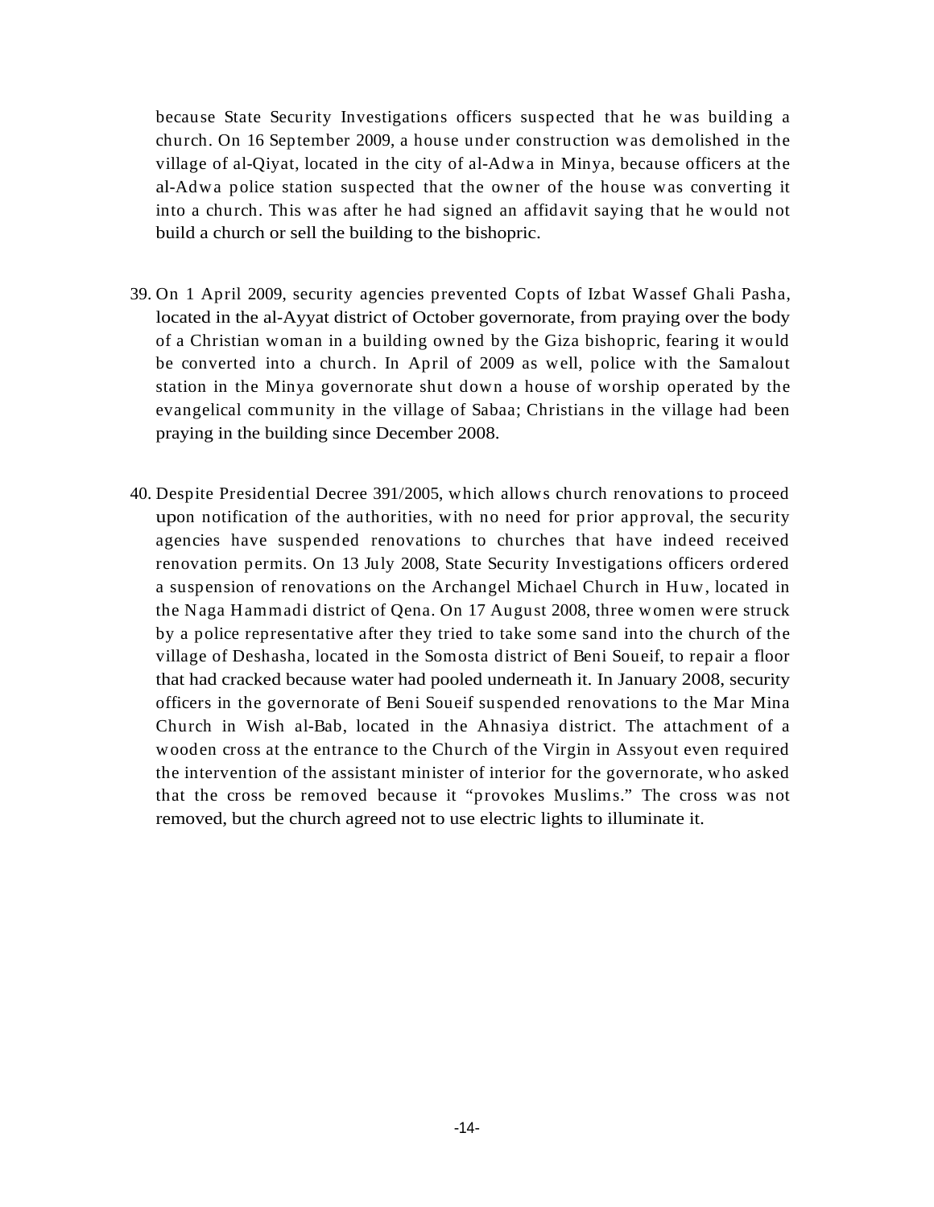because State Security Investigations officers suspected that he was building a church. On 16 September 2009, a house under construction was demolished in the village of al-Qiyat, located in the city of al-Adwa in Minya, because officers at the al-Adwa police station suspected that the owner of the house was converting it into a church. This was after he had signed an affidavit saying that he would not build a church or sell the building to the bishopric.

39. On 1 April 2009, security agencies prevented Copts of Izbat Wassef Ghali Pasha, located in the al-Ayyat district of October governorate, from praying over the body of a Christian woman in a building owned by the Giza bishopric, fearing it would be converted into a church. In April of 2009 as well, police with the Samalout station in the Minya governorate shut down a house of worship operated by the evangelical community in the village of Sabaa; Christians in the village had been praying in the building since December 2008.

40. Despite Presidential Decree 391/2005, which allows church renovations to proceed upon notification of the authorities, with no need for prior approval, the security agencies have suspended renovations to churches that have indeed received renovation permits. On 13 July 2008, State Security Investigations officers ordered a suspension of renovations on the Archangel Michael Church in Huw, located in the Naga Hammadi district of Qena. On 17 August 2008, three women were struck by a police representative after they tried to take some sand into the church of the village of Deshasha, located in the Somosta district of Beni Soueif, to repair a floor that had cracked because water had pooled underneath it. In January 2008, security officers in the governorate of Beni Soueif suspended renovations to the Mar Mina Church in Wish al-Bab, located in the Ahnasiya district. The attachment of a wooden cross at the entrance to the Church of the Virgin in Assyout even required the intervention of the assistant minister of interior for the governorate, who asked that the cross be removed because it "provokes Muslims." The cross was not removed, but the church agreed not to use electric lights to illuminate it.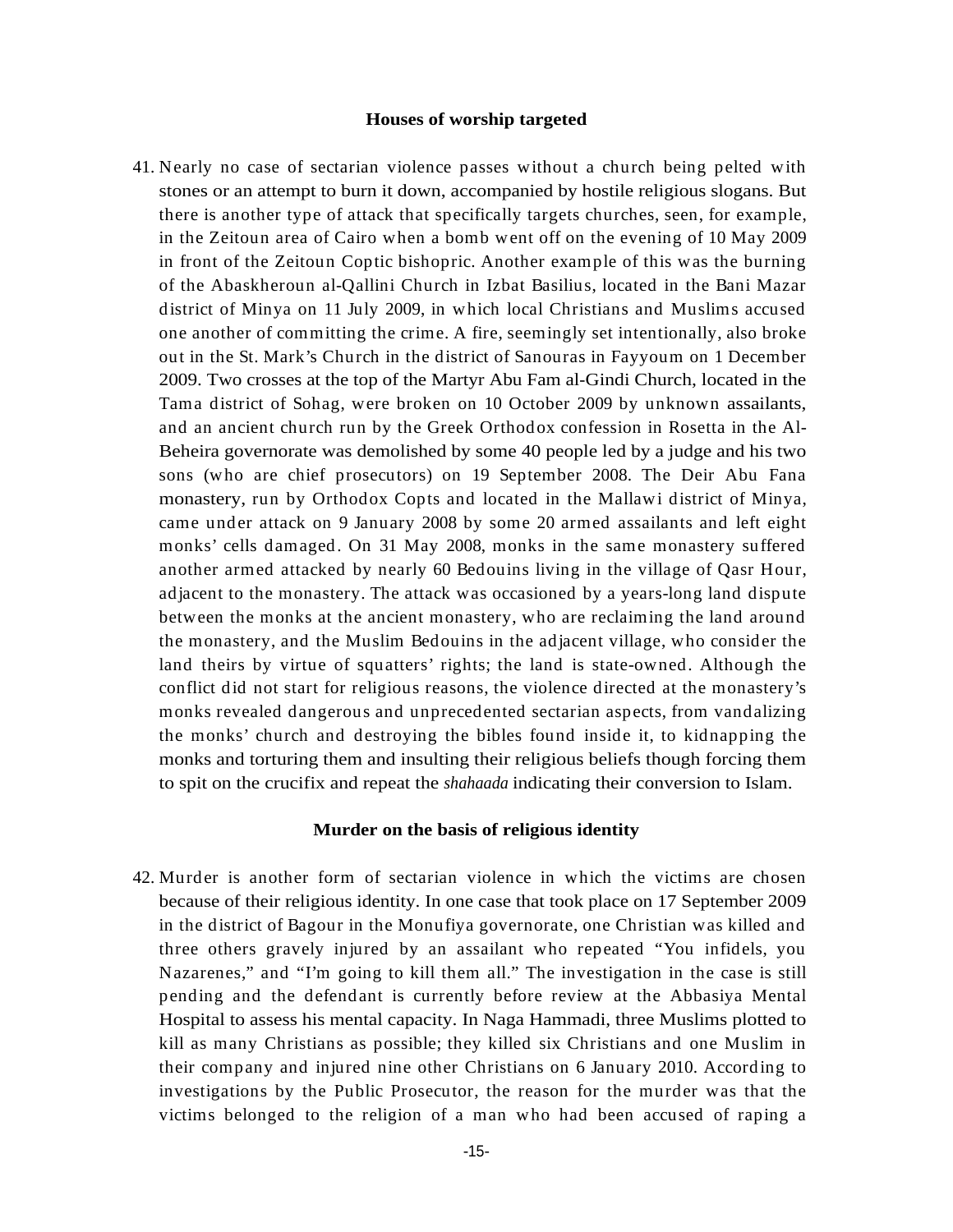### Houses of worship targeted

41. Nearly no case of sectarian violence passes without a church being pelted with stones or an attempt to burn it down, accompanied by hostile religious slogans. But there is another type of attack that specifically targets churches, seen, for example, in the Zeitoun area of Cairo when a bomb went off on the evening of 10 May 2009 in front of the Zeitoun Coptic bishopric. Another example of this was the burning of the Abaskheroun al-Qallini Church in Izbat Basilius, located in the Bani Mazar district of Minya on 11 July 2009, in which local Christians and Muslims accused one another of committing the crime. A fire, seemingly set intentionally, also broke out in the St. Mark's Church in the district of Sanouras in Fayyoum on 1 December 2009. Two crosses at the top of the Martyr Abu Fam al-Gindi Church, located in the Tama district of Sohag, were broken on 10 October 2009 by unknown assailants, and an ancient church run by the Greek Orthodox confession in Rosetta in the Al-Beheira governorate was demolished by some 40 people led by a judge and his two sons (who are chief prosecutors) on 19 September 2008. The Deir Abu Fana monastery, run by Orthodox Copts and located in the Mallawi district of Minya, came under attack on 9 January 2008 by some 20 armed assailants and left eight monks' cells damaged. On 31 May 2008, monks in the same monastery suffered another armed attacked by nearly 60 Bedouins living in the village of Qasr Hour, adjacent to the monastery. The attack was occasioned by a years-long land dispute between the monks at the ancient monastery, who are reclaiming the land around the monastery, and the Muslim Bedouins in the adjacent village, who consider the land theirs by virtue of squatters' rights; the land is state-owned. Although the conflict did not start for religious reasons, the violence directed at the monastery's monks revealed dangerous and unprecedented sectarian aspects, from vandalizing the monks' church and destroying the bibles found inside it, to kidnapping the monks and torturing them and insulting their religious beliefs though forcing them to spit on the crucifix and repeat the *shahaada* indicating their conversion to Islam.

### Murder on the basis of religious identity

42. Murder is another form of sectarian violence in which the victims are chosen because of their religious identity. In one case that took place on 17 September 2009 in the district of Bagour in the Monufiya governorate, one Christian was killed and three others gravely injured by an assailant who repeated "You infidels, you Nazarenes," and "I'm going to kill them all." The investigation in the case is still pending and the defendant is currently before review at the Abbasiya Mental Hospital to assess his mental capacity. In Naga Hammadi, three Muslims plotted to kill as many Christians as possible; they killed six Christians and one Muslim in their company and injured nine other Christians on 6 January 2010. According to investigations by the Public Prosecutor, the reason for the murder was that the victims belonged to the religion of a man who had been accused of raping a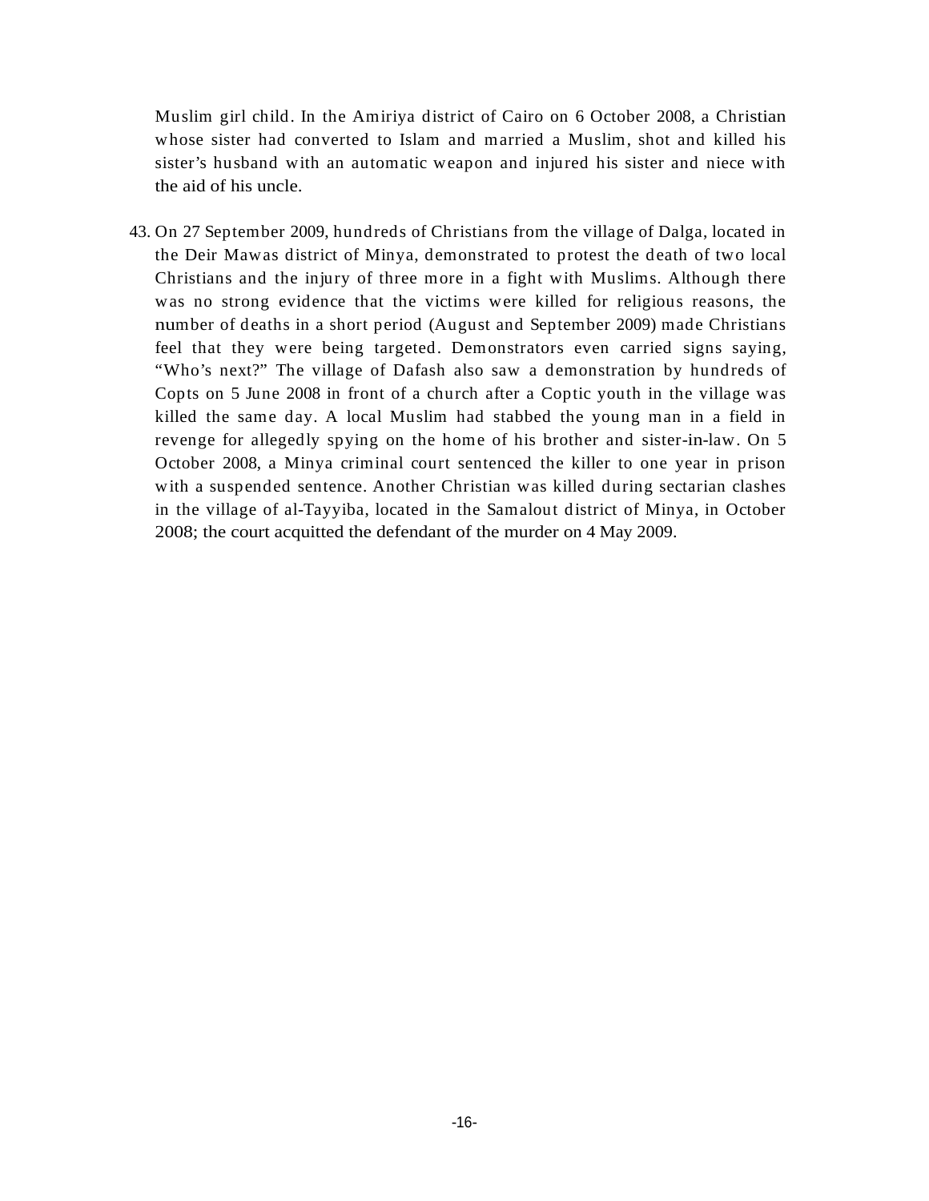Muslim girl child. In the Amiriya district of Cairo on 6 October 2008, a Christian whose sister had converted to Islam and married a Muslim, shot and killed his sister's husband with an automatic weapon and injured his sister and niece with the aid of his uncle.

43. On 27 September 2009, hundreds of Christians from the village of Dalga, located in the Deir Mawas district of Minya, demonstrated to protest the death of two local Christians and the injury of three more in a fight with Muslims. Although there was no strong evidence that the victims were killed for religious reasons, the number of deaths in a short period (August and September 2009) made Christians feel that they were being targeted. Demonstrators even carried signs saying, "Who's next?" The village of Dafash also saw a demonstration by hundreds of Copts on 5 June 2008 in front of a church after a Coptic youth in the village was killed the same day. A local Muslim had stabbed the young man in a field in revenge for allegedly spying on the home of his brother and sister-in-law. On 5 October 2008, a Minya criminal court sentenced the killer to one year in prison with a suspended sentence. Another Christian was killed during sectarian clashes in the village of al-Tayyiba, located in the Samalout district of Minya, in October 2008; the court acquitted the defendant of the murder on 4 May 2009.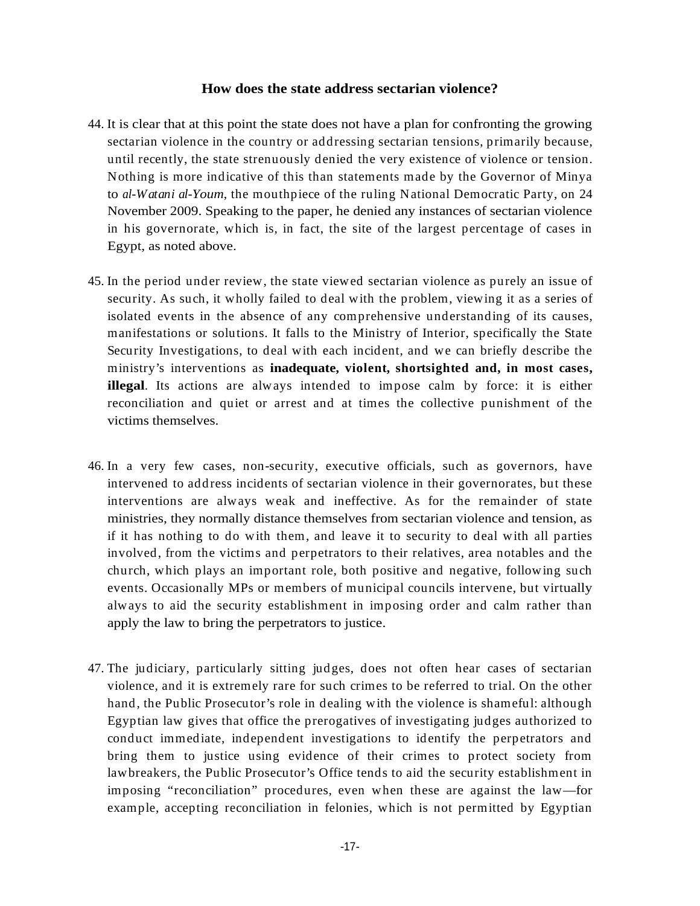## How does the state address sectarian violence?

44. It is clear that at this point the state does not have a plan for confronting the growing sectarian violence in the country or addressing sectarian tensions, primarily because, until recently, the state strenuously denied the very existence of violence or tension. Nothing is more indicative of this than statements made by the Governor of Minya to *al-Watani al-Youm*, the mouthpiece of the ruling National Democratic Party, on 24 November 2009. Speaking to the paper, he denied any instances of sectarian violence in his governorate, which is, in fact, the site of the largest percentage of cases in Egypt, as noted above.

45. In the period under review, the state viewed sectarian violence as purely an issue of security. As such, it wholly failed to deal with the problem, viewing it as a series of isolated events in the absence of any comprehensive understanding of its causes, manifestations or solutions. It falls to the Ministry of Interior, specifically the State Security Investigations, to deal with each incident, and we can briefly describe the ministry's interventions as **inadequate, violent, shortsighted and, in most cases, illegal**. Its actions are always intended to impose calm by force: it is either reconciliation and quiet or arrest and at times the collective punishment of the victims themselves.

46. In a very few cases, non-security, executive officials, such as governors, have intervened to address incidents of sectarian violence in their governorates, but these interventions are always weak and ineffective. As for the remainder of state ministries, they normally distance themselves from sectarian violence and tension, as if it has nothing to do with them, and leave it to security to deal with all parties involved, from the victims and perpetrators to their relatives, area notables and the church, which plays an important role, both positive and negative, following such events. Occasionally MPs or members of municipal councils intervene, but virtually always to aid the security establishment in imposing order and calm rather than apply the law to bring the perpetrators to justice.

47. The judiciary, particularly sitting judges, does not often hear cases of sectarian violence, and it is extremely rare for such crimes to be referred to trial. On the other hand, the Public Prosecutor's role in dealing with the violence is shameful: although Egyptian law gives that office the prerogatives of investigating judges authorized to conduct immediate, independent investigations to identify the perpetrators and bring them to justice using evidence of their crimes to protect society from lawbreakers, the Public Prosecutor's Office tends to aid the security establishment in imposing "reconciliation" procedures, even when these are against the law—for example, accepting reconciliation in felonies, which is not permitted by Egyptian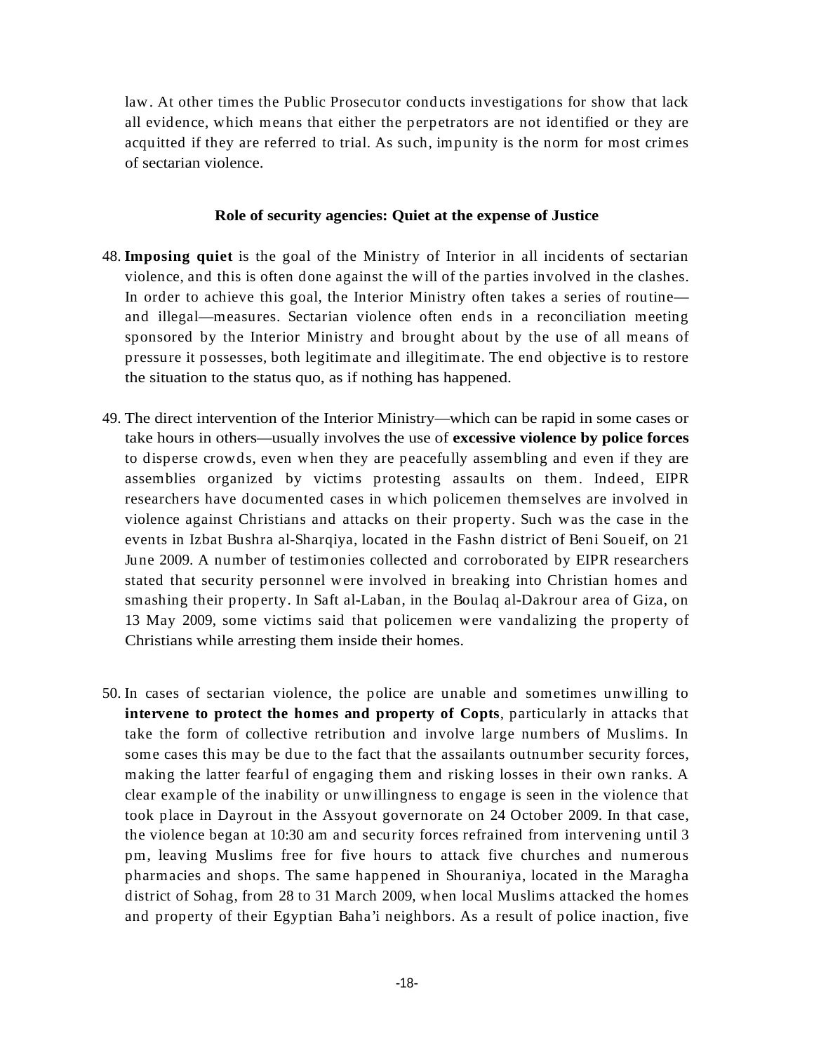law. At other times the Public Prosecutor conducts investigations for show that lack all evidence, which means that either the perpetrators are not identified or they are acquitted if they are referred to trial. As such, impunity is the norm for most crimes of sectarian violence.

### Role of security agencies: Quiet at the expense of Justice

48. **Imposing quiet** is the goal of the Ministry of Interior in all incidents of sectarian violence, and this is often done against the will of the parties involved in the clashes. In order to achieve this goal, the Interior Ministry often takes a series of routine—and illegal—measures. Sectarian violence often ends in a reconciliation meeting sponsored by the Interior Ministry and brought about by the use of all means of pressure it possesses, both legitimate and illegitimate. The end objective is to restore the situation to the status quo, as if nothing has happened.

49. The direct intervention of the Interior Ministry—which can be rapid in some cases or take hours in others—usually involves the use of **excessive violence by police forces** to disperse crowds, even when they are peacefully assembling and even if they are assemblies organized by victims protesting assaults on them. Indeed, EIPR researchers have documented cases in which policemen themselves are involved in violence against Christians and attacks on their property. Such was the case in the events in Izbat Bushra al-Sharqiya, located in the Fashn district of Beni Soueif, on 21 June 2009. A number of testimonies collected and corroborated by EIPR researchers stated that security personnel were involved in breaking into Christian homes and smashing their property. In Saft al-Laban, in the Boulaq al-Dakrour area of Giza, on 13 May 2009, some victims said that policemen were vandalizing the property of Christians while arresting them inside their homes.

50. In cases of sectarian violence, the police are unable and sometimes unwilling to **intervene to protect the homes and property of Copts**, particularly in attacks that take the form of collective retribution and involve large numbers of Muslims. In some cases this may be due to the fact that the assailants outnumber security forces, making the latter fearful of engaging them and risking losses in their own ranks. A clear example of the inability or unwillingness to engage is seen in the violence that took place in Dayrout in the Assyout governorate on 24 October 2009. In that case, the violence began at 10:30 am and security forces refrained from intervening until 3 pm, leaving Muslims free for five hours to attack five churches and numerous pharmacies and shops. The same happened in Shouraniya, located in the Maragha district of Sohag, from 28 to 31 March 2009, when local Muslims attacked the homes and property of their Egyptian Baha'i neighbors. As a result of police inaction, five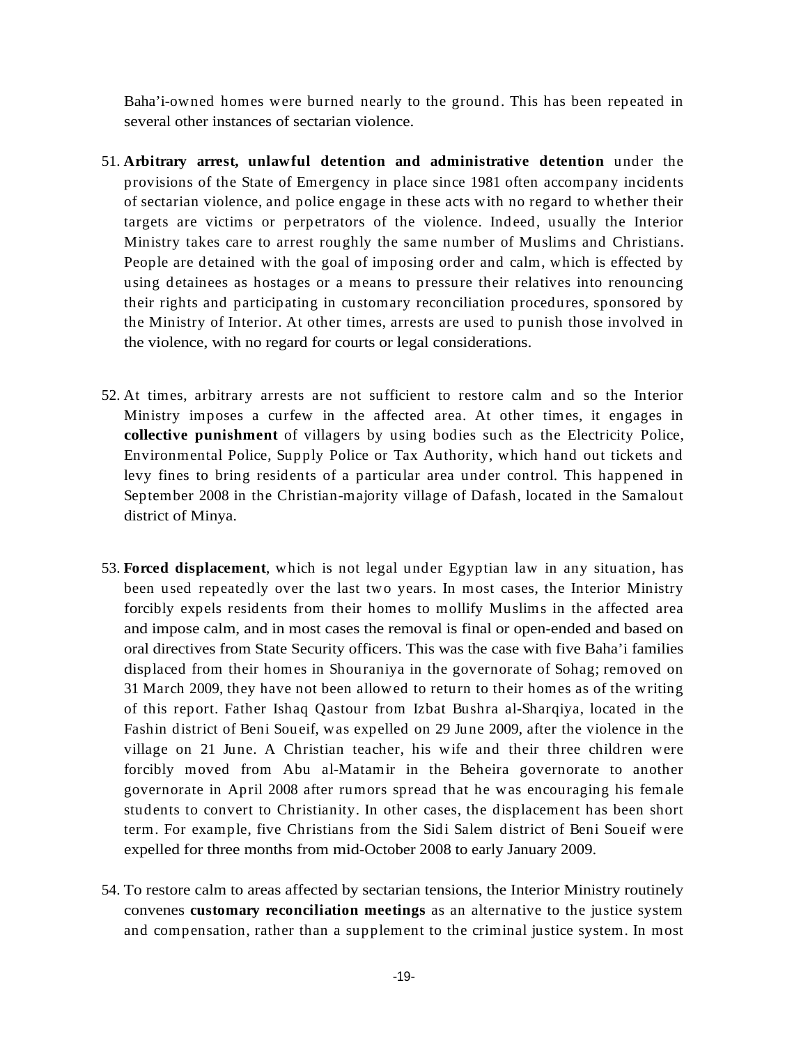Baha'i-owned homes were burned nearly to the ground. This has been repeated in several other instances of sectarian violence.

51. **Arbitrary arrest, unlawful detention and administrative detention** under the provisions of the State of Emergency in place since 1981 often accompany incidents of sectarian violence, and police engage in these acts with no regard to whether their targets are victims or perpetrators of the violence. Indeed, usually the Interior Ministry takes care to arrest roughly the same number of Muslims and Christians. People are detained with the goal of imposing order and calm, which is effected by using detainees as hostages or a means to pressure their relatives into renouncing their rights and participating in customary reconciliation procedures, sponsored by the Ministry of Interior. At other times, arrests are used to punish those involved in the violence, with no regard for courts or legal considerations.

52. At times, arbitrary arrests are not sufficient to restore calm and so the Interior Ministry imposes a curfew in the affected area. At other times, it engages in **collective punishment** of villagers by using bodies such as the Electricity Police, Environmental Police, Supply Police or Tax Authority, which hand out tickets and levy fines to bring residents of a particular area under control. This happened in September 2008 in the Christian-majority village of Dafash, located in the Samalout district of Minya.

53. **Forced displacement**, which is not legal under Egyptian law in any situation, has been used repeatedly over the last two years. In most cases, the Interior Ministry forcibly expels residents from their homes to mollify Muslims in the affected area and impose calm, and in most cases the removal is final or open-ended and based on oral directives from State Security officers. This was the case with five Baha'i families displaced from their homes in Shouraniya in the governorate of Sohag; removed on 31 March 2009, they have not been allowed to return to their homes as of the writing of this report. Father Ishaq Qastour from Izbat Bushra al-Sharqiya, located in the Fashin district of Beni Soueif, was expelled on 29 June 2009, after the violence in the village on 21 June. A Christian teacher, his wife and their three children were forcibly moved from Abu al-Matamir in the Beheira governorate to another governorate in April 2008 after rumors spread that he was encouraging his female students to convert to Christianity. In other cases, the displacement has been short term. For example, five Christians from the Sidi Salem district of Beni Soueif were expelled for three months from mid-October 2008 to early January 2009.

54. To restore calm to areas affected by sectarian tensions, the Interior Ministry routinely convenes **customary reconciliation meetings** as an alternative to the justice system and compensation, rather than a supplement to the criminal justice system. In most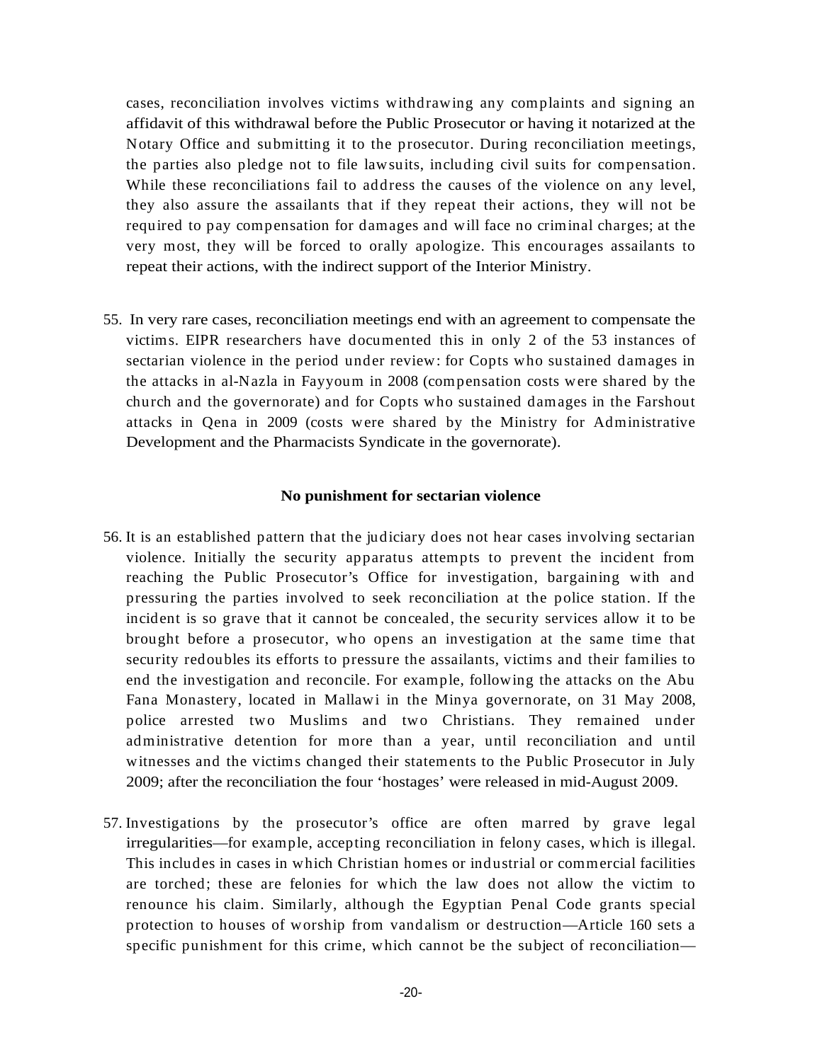cases, reconciliation involves victims withdrawing any complaints and signing an affidavit of this withdrawal before the Public Prosecutor or having it notarized at the Notary Office and submitting it to the prosecutor. During reconciliation meetings, the parties also pledge not to file lawsuits, including civil suits for compensation. While these reconciliations fail to address the causes of the violence on any level, they also assure the assailants that if they repeat their actions, they will not be required to pay compensation for damages and will face no criminal charges; at the very most, they will be forced to orally apologize. This encourages assailants to repeat their actions, with the indirect support of the Interior Ministry.

55. In very rare cases, reconciliation meetings end with an agreement to compensate the victims. EIPR researchers have documented this in only 2 of the 53 instances of sectarian violence in the period under review: for Copts who sustained damages in the attacks in al-Nazla in Fayyoum in 2008 (compensation costs were shared by the church and the governorate) and for Copts who sustained damages in the Farshout attacks in Qena in 2009 (costs were shared by the Ministry for Administrative Development and the Pharmacists Syndicate in the governorate).

### No punishment for sectarian violence

56. It is an established pattern that the judiciary does not hear cases involving sectarian violence. Initially the security apparatus attempts to prevent the incident from reaching the Public Prosecutor's Office for investigation, bargaining with and pressuring the parties involved to seek reconciliation at the police station. If the incident is so grave that it cannot be concealed, the security services allow it to be brought before a prosecutor, who opens an investigation at the same time that security redoubles its efforts to pressure the assailants, victims and their families to end the investigation and reconcile. For example, following the attacks on the Abu Fana Monastery, located in Mallawi in the Minya governorate, on 31 May 2008, police arrested two Muslims and two Christians. They remained under administrative detention for more than a year, until reconciliation and until witnesses and the victims changed their statements to the Public Prosecutor in July 2009; after the reconciliation the four 'hostages' were released in mid-August 2009.

57. Investigations by the prosecutor's office are often marred by grave legal irregularities—for example, accepting reconciliation in felony cases, which is illegal. This includes in cases in which Christian homes or industrial or commercial facilities are torched; these are felonies for which the law does not allow the victim to renounce his claim. Similarly, although the Egyptian Penal Code grants special protection to houses of worship from vandalism or destruction—Article 160 sets a specific punishment for this crime, which cannot be the subject of reconciliation—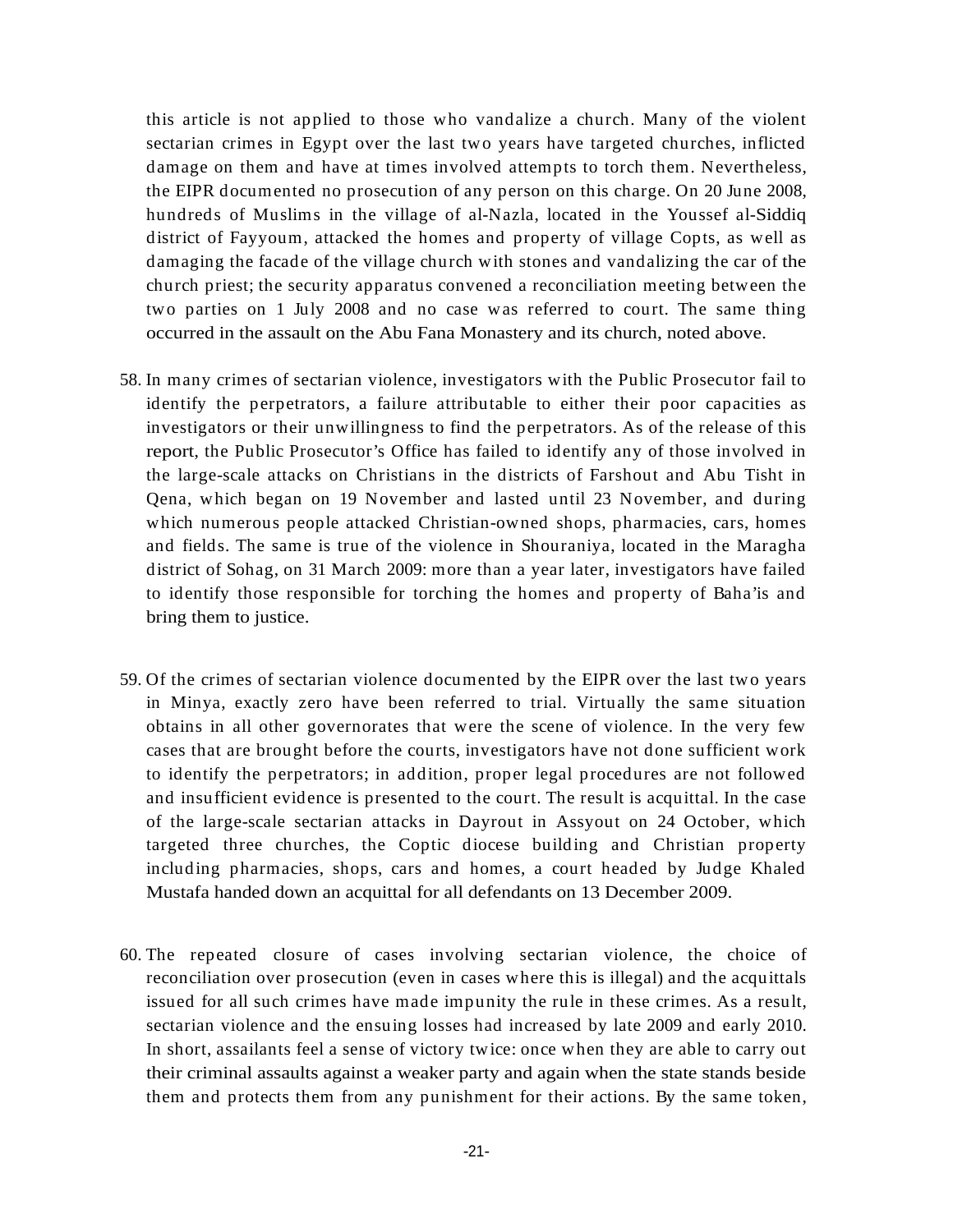this article is not applied to those who vandalize a church. Many of the violent sectarian crimes in Egypt over the last two years have targeted churches, inflicted damage on them and have at times involved attempts to torch them. Nevertheless, the EIPR documented no prosecution of any person on this charge. On 20 June 2008, hundreds of Muslims in the village of al-Nazla, located in the Youssef al-Siddiq district of Fayyoum, attacked the homes and property of village Copts, as well as damaging the facade of the village church with stones and vandalizing the car of the church priest; the security apparatus convened a reconciliation meeting between the two parties on 1 July 2008 and no case was referred to court. The same thing occurred in the assault on the Abu Fana Monastery and its church, noted above.

58. In many crimes of sectarian violence, investigators with the Public Prosecutor fail to identify the perpetrators, a failure attributable to either their poor capacities as investigators or their unwillingness to find the perpetrators. As of the release of this report, the Public Prosecutor's Office has failed to identify any of those involved in the large-scale attacks on Christians in the districts of Farshout and Abu Tisht in Qena, which began on 19 November and lasted until 23 November, and during which numerous people attacked Christian-owned shops, pharmacies, cars, homes and fields. The same is true of the violence in Shouraniya, located in the Maragha district of Sohag, on 31 March 2009: more than a year later, investigators have failed to identify those responsible for torching the homes and property of Baha'is and bring them to justice.

59. Of the crimes of sectarian violence documented by the EIPR over the last two years in Minya, exactly zero have been referred to trial. Virtually the same situation obtains in all other governorates that were the scene of violence. In the very few cases that are brought before the courts, investigators have not done sufficient work to identify the perpetrators; in addition, proper legal procedures are not followed and insufficient evidence is presented to the court. The result is acquittal. In the case of the large-scale sectarian attacks in Dayrout in Assyout on 24 October, which targeted three churches, the Coptic diocese building and Christian property including pharmacies, shops, cars and homes, a court headed by Judge Khaled Mustafa handed down an acquittal for all defendants on 13 December 2009.

60. The repeated closure of cases involving sectarian violence, the choice of reconciliation over prosecution (even in cases where this is illegal) and the acquittals issued for all such crimes have made impunity the rule in these crimes. As a result, sectarian violence and the ensuing losses had increased by late 2009 and early 2010. In short, assailants feel a sense of victory twice: once when they are able to carry out their criminal assaults against a weaker party and again when the state stands beside them and protects them from any punishment for their actions. By the same token,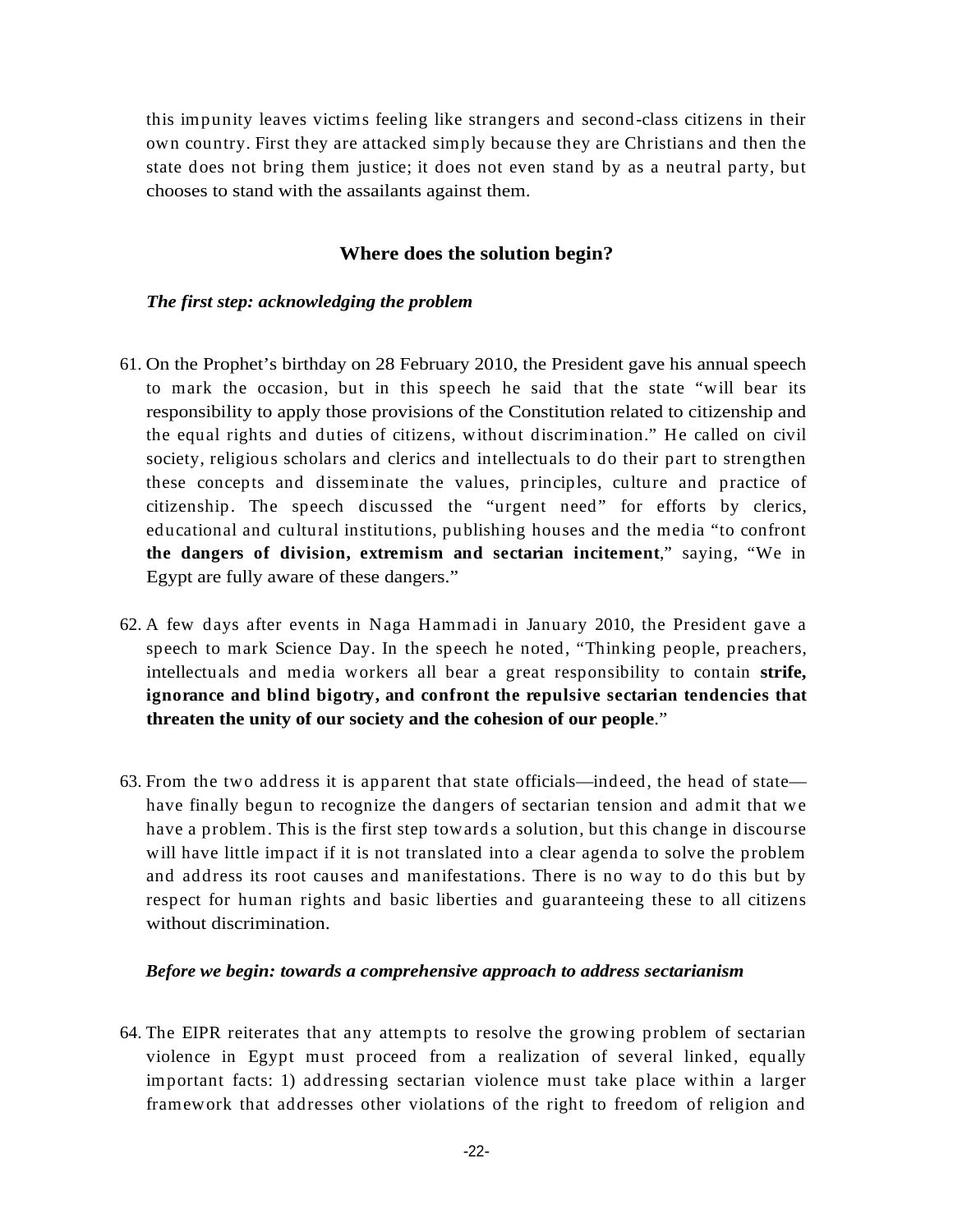this impunity leaves victims feeling like strangers and second-class citizens in their own country. First they are attacked simply because they are Christians and then the state does not bring them justice; it does not even stand by as a neutral party, but chooses to stand with the assailants against them.

## Where does the solution begin?

### *The first step: acknowledging the problem*

61. On the Prophet's birthday on 28 February 2010, the President gave his annual speech to mark the occasion, but in this speech he said that the state "will bear its responsibility to apply those provisions of the Constitution related to citizenship and the equal rights and duties of citizens, without discrimination." He called on civil society, religious scholars and clerics and intellectuals to do their part to strengthen these concepts and disseminate the values, principles, culture and practice of citizenship. The speech discussed the "urgent need" for efforts by clerics, educational and cultural institutions, publishing houses and the media "to confront **the dangers of division, extremism and sectarian incitement**," saying, "We in Egypt are fully aware of these dangers."

62. A few days after events in Naga Hammadi in January 2010, the President gave a speech to mark Science Day. In the speech he noted, "Thinking people, preachers, intellectuals and media workers all bear a great responsibility to contain **strife, ignorance and blind bigotry, and confront the repulsive sectarian tendencies that threaten the unity of our society and the cohesion of our people**."

63. From the two address it is apparent that state officials—indeed, the head of state—have finally begun to recognize the dangers of sectarian tension and admit that we have a problem. This is the first step towards a solution, but this change in discourse will have little impact if it is not translated into a clear agenda to solve the problem and address its root causes and manifestations. There is no way to do this but by respect for human rights and basic liberties and guaranteeing these to all citizens without discrimination.

### *Before we begin: towards a comprehensive approach to address sectarianism*

64. The EIPR reiterates that any attempts to resolve the growing problem of sectarian violence in Egypt must proceed from a realization of several linked, equally important facts: 1) addressing sectarian violence must take place within a larger framework that addresses other violations of the right to freedom of religion and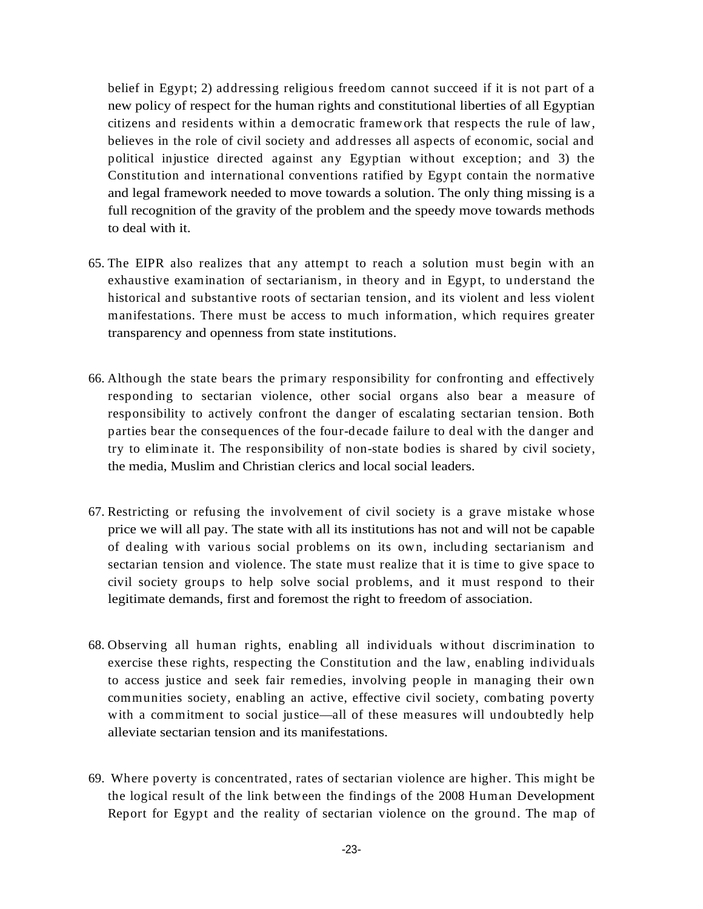belief in Egypt; 2) addressing religious freedom cannot succeed if it is not part of a new policy of respect for the human rights and constitutional liberties of all Egyptian citizens and residents within a democratic framework that respects the rule of law, believes in the role of civil society and addresses all aspects of economic, social and political injustice directed against any Egyptian without exception; and 3) the Constitution and international conventions ratified by Egypt contain the normative and legal framework needed to move towards a solution. The only thing missing is a full recognition of the gravity of the problem and the speedy move towards methods to deal with it.

65. The EIPR also realizes that any attempt to reach a solution must begin with an exhaustive examination of sectarianism, in theory and in Egypt, to understand the historical and substantive roots of sectarian tension, and its violent and less violent manifestations. There must be access to much information, which requires greater transparency and openness from state institutions.

66. Although the state bears the primary responsibility for confronting and effectively responding to sectarian violence, other social organs also bear a measure of responsibility to actively confront the danger of escalating sectarian tension. Both parties bear the consequences of the four-decade failure to deal with the danger and try to eliminate it. The responsibility of non-state bodies is shared by civil society, the media, Muslim and Christian clerics and local social leaders.

67. Restricting or refusing the involvement of civil society is a grave mistake whose price we will all pay. The state with all its institutions has not and will not be capable of dealing with various social problems on its own, including sectarianism and sectarian tension and violence. The state must realize that it is time to give space to civil society groups to help solve social problems, and it must respond to their legitimate demands, first and foremost the right to freedom of association.

68. Observing all human rights, enabling all individuals without discrimination to exercise these rights, respecting the Constitution and the law, enabling individuals to access justice and seek fair remedies, involving people in managing their own communities society, enabling an active, effective civil society, combating poverty with a commitment to social justice—all of these measures will undoubtedly help alleviate sectarian tension and its manifestations.

69. Where poverty is concentrated, rates of sectarian violence are higher. This might be the logical result of the link between the findings of the 2008 Human Development Report for Egypt and the reality of sectarian violence on the ground. The map of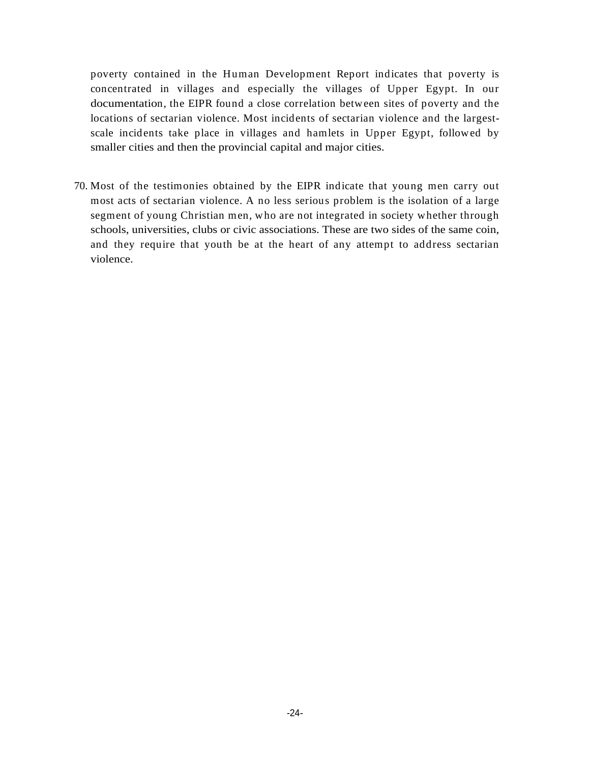poverty contained in the Human Development Report indicates that poverty is concentrated in villages and especially the villages of Upper Egypt. In our documentation, the EIPR found a close correlation between sites of poverty and the locations of sectarian violence. Most incidents of sectarian violence and the largest-scale incidents take place in villages and hamlets in Upper Egypt, followed by smaller cities and then the provincial capital and major cities.

70. Most of the testimonies obtained by the EIPR indicate that young men carry out most acts of sectarian violence. A no less serious problem is the isolation of a large segment of young Christian men, who are not integrated in society whether through schools, universities, clubs or civic associations. These are two sides of the same coin, and they require that youth be at the heart of any attempt to address sectarian violence.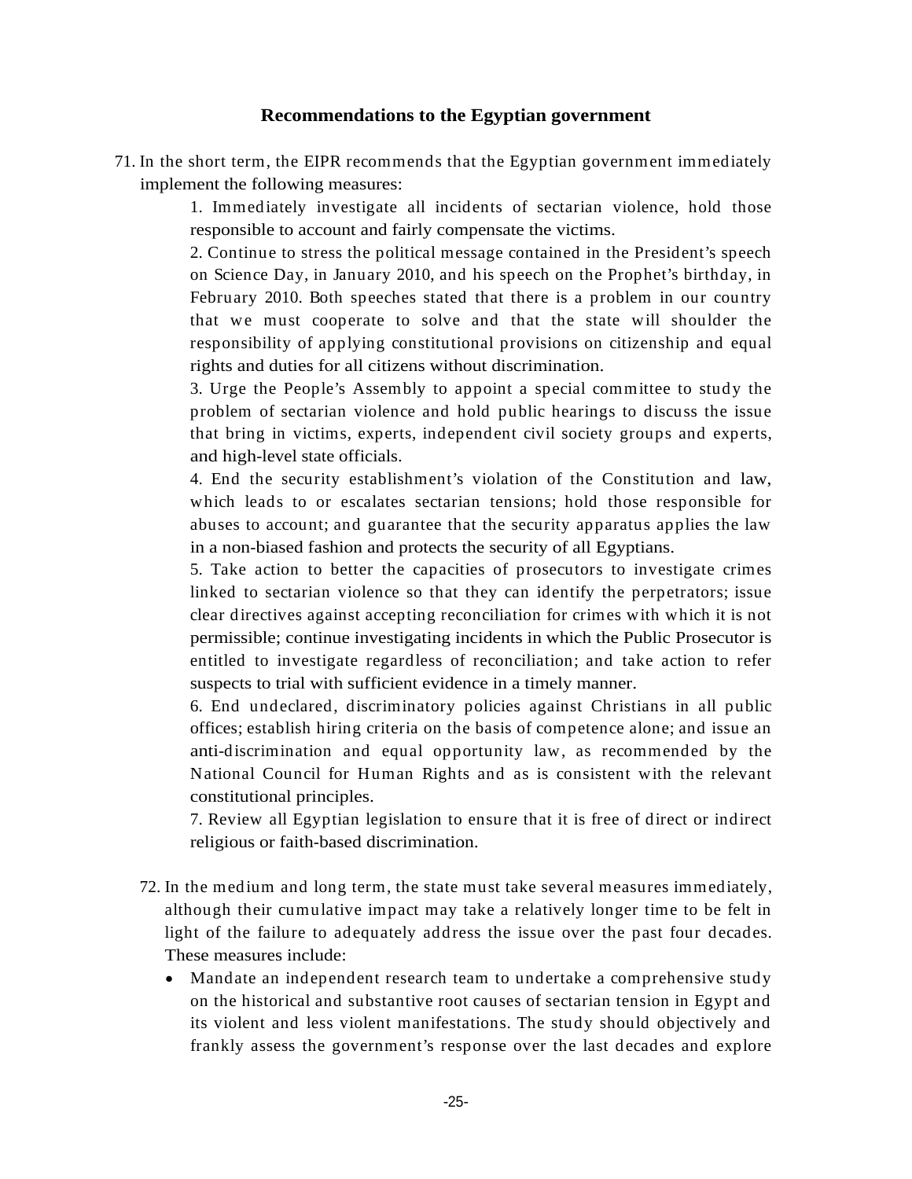## Recommendations to the Egyptian government

71. In the short term, the EIPR recommends that the Egyptian government immediately implement the following measures:

    1. Immediately investigate all incidents of sectarian violence, hold those responsible to account and fairly compensate the victims.
    2. Continue to stress the political message contained in the President's speech on Science Day, in January 2010, and his speech on the Prophet's birthday, in February 2010. Both speeches stated that there is a problem in our country that we must cooperate to solve and that the state will shoulder the responsibility of applying constitutional provisions on citizenship and equal rights and duties for all citizens without discrimination.
    3. Urge the People's Assembly to appoint a special committee to study the problem of sectarian violence and hold public hearings to discuss the issue that bring in victims, experts, independent civil society groups and experts, and high-level state officials.
    4. End the security establishment's violation of the Constitution and law, which leads to or escalates sectarian tensions; hold those responsible for abuses to account; and guarantee that the security apparatus applies the law in a non-biased fashion and protects the security of all Egyptians.
    5. Take action to better the capacities of prosecutors to investigate crimes linked to sectarian violence so that they can identify the perpetrators; issue clear directives against accepting reconciliation for crimes with which it is not permissible; continue investigating incidents in which the Public Prosecutor is entitled to investigate regardless of reconciliation; and take action to refer suspects to trial with sufficient evidence in a timely manner.
    6. End undeclared, discriminatory policies against Christians in all public offices; establish hiring criteria on the basis of competence alone; and issue an anti-discrimination and equal opportunity law, as recommended by the National Council for Human Rights and as is consistent with the relevant constitutional principles.
    7. Review all Egyptian legislation to ensure that it is free of direct or indirect religious or faith-based discrimination.

72. In the medium and long term, the state must take several measures immediately, although their cumulative impact may take a relatively longer time to be felt in light of the failure to adequately address the issue over the past four decades. These measures include:

    - Mandate an independent research team to undertake a comprehensive study on the historical and substantive root causes of sectarian tension in Egypt and its violent and less violent manifestations. The study should objectively and frankly assess the government's response over the last decades and explore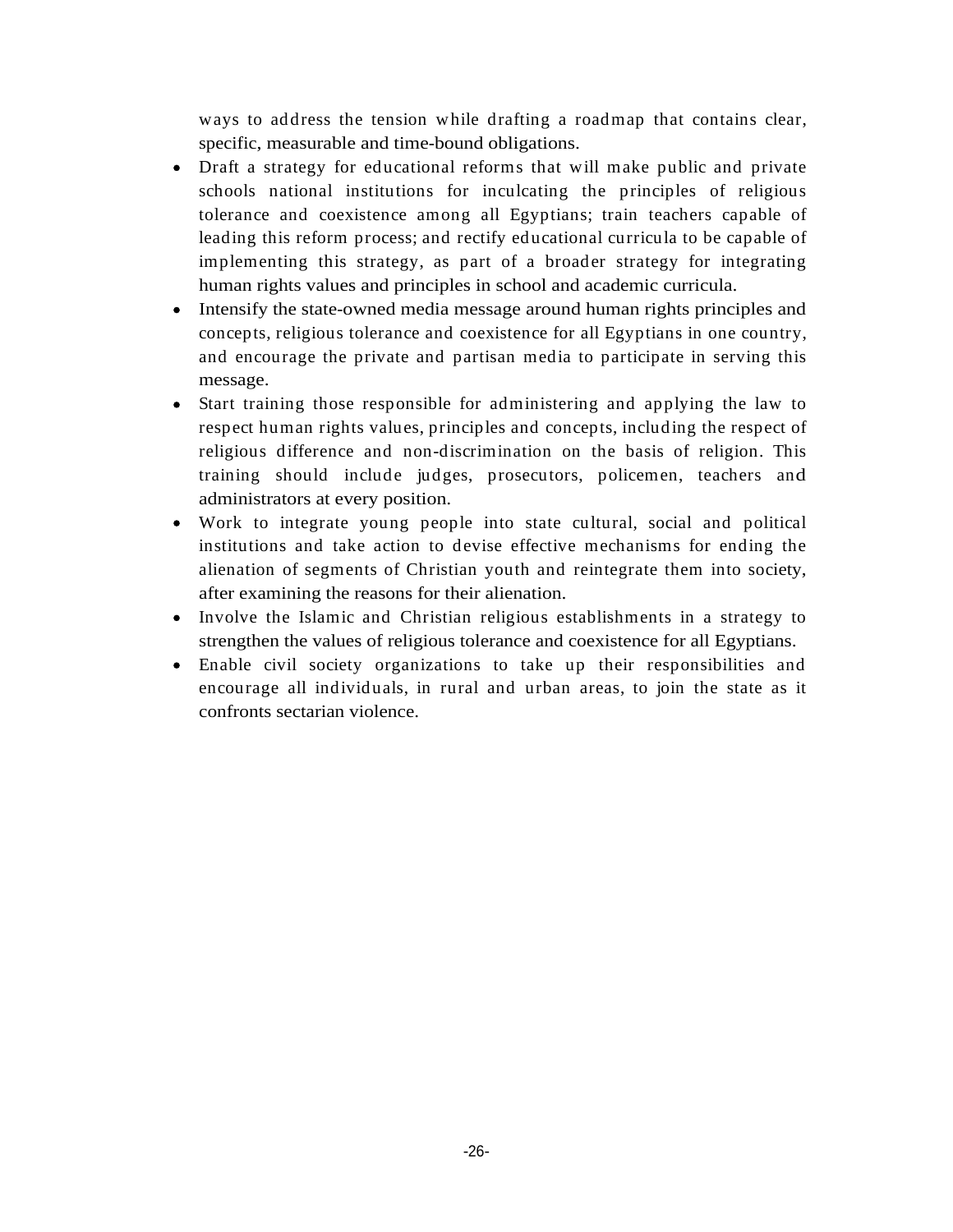ways to address the tension while drafting a roadmap that contains clear, specific, measurable and time-bound obligations.

- Draft a strategy for educational reforms that will make public and private schools national institutions for inculcating the principles of religious tolerance and coexistence among all Egyptians; train teachers capable of leading this reform process; and rectify educational curricula to be capable of implementing this strategy, as part of a broader strategy for integrating human rights values and principles in school and academic curricula.
- Intensify the state-owned media message around human rights principles and concepts, religious tolerance and coexistence for all Egyptians in one country, and encourage the private and partisan media to participate in serving this message.
- Start training those responsible for administering and applying the law to respect human rights values, principles and concepts, including the respect of religious difference and non-discrimination on the basis of religion. This training should include judges, prosecutors, policemen, teachers and administrators at every position.
- Work to integrate young people into state cultural, social and political institutions and take action to devise effective mechanisms for ending the alienation of segments of Christian youth and reintegrate them into society, after examining the reasons for their alienation.
- Involve the Islamic and Christian religious establishments in a strategy to strengthen the values of religious tolerance and coexistence for all Egyptians.
- Enable civil society organizations to take up their responsibilities and encourage all individuals, in rural and urban areas, to join the state as it confronts sectarian violence.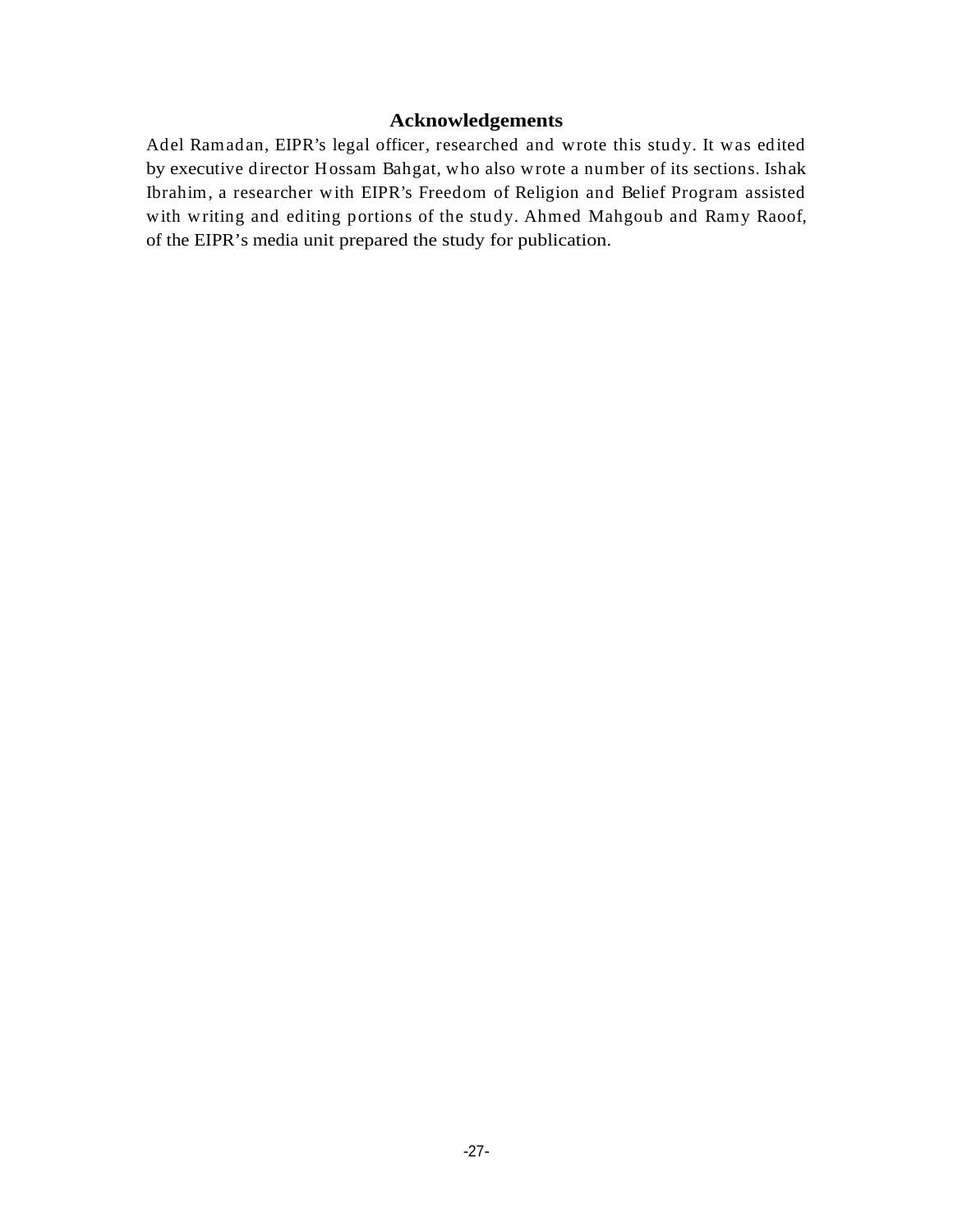## Acknowledgements

Adel Ramadan, EIPR's legal officer, researched and wrote this study. It was edited by executive director Hossam Bahgat, who also wrote a number of its sections. Ishak Ibrahim, a researcher with EIPR's Freedom of Religion and Belief Program assisted with writing and editing portions of the study. Ahmed Mahgoub and Ramy Raoof, of the EIPR's media unit prepared the study for publication.